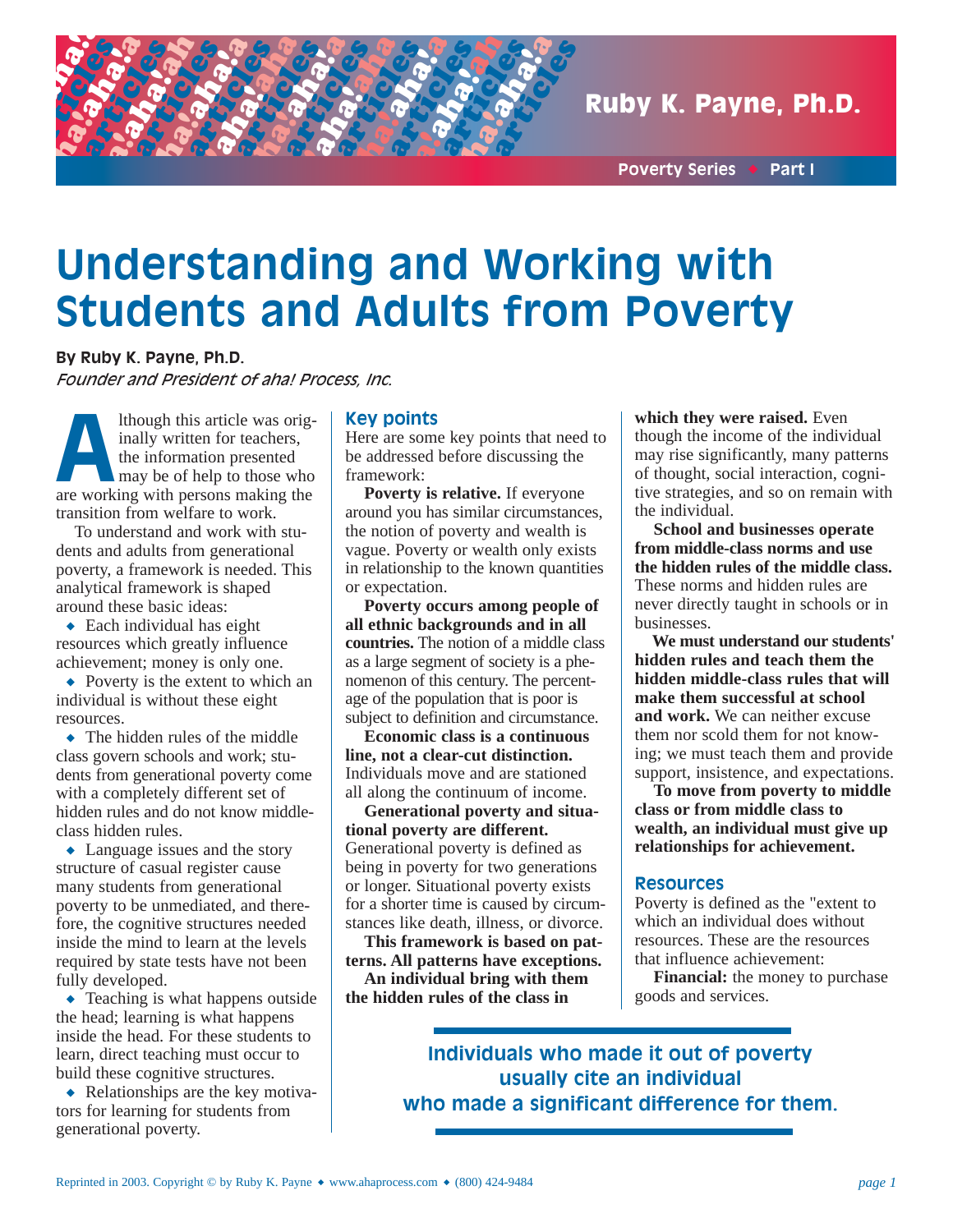Ruby K. Payne, Ph.D.

Poverty Series ◆ Part I

# Understanding and Working with Students and Adults from Poverty

**By Ruby K. Payne, Ph.D.**
*Founder and President of aha! Process, Inc.*

Although this article was originally written for teachers, the information presented may be of help to those who are working with persons making the transition from welfare to work.

To understand and work with students and adults from generational poverty, a framework is needed. This analytical framework is shaped around these basic ideas:

- Each individual has eight resources which greatly influence achievement; money is only one.
- Poverty is the extent to which an individual is without these eight resources.
- The hidden rules of the middle class govern schools and work; students from generational poverty come with a completely different set of hidden rules and do not know middle-class hidden rules.
- Language issues and the story structure of casual register cause many students from generational poverty to be unmediated, and therefore, the cognitive structures needed inside the mind to learn at the levels required by state tests have not been fully developed.
- Teaching is what happens outside the head; learning is what happens inside the head. For these students to learn, direct teaching must occur to build these cognitive structures.
- Relationships are the key motivators for learning for students from generational poverty.

## Key points

Here are some key points that need to be addressed before discussing the framework:

**Poverty is relative.** If everyone around you has similar circumstances, the notion of poverty and wealth is vague. Poverty or wealth only exists in relationship to the known quantities or expectation.

**Poverty occurs among people of all ethnic backgrounds and in all countries.** The notion of a middle class as a large segment of society is a phenomenon of this century. The percentage of the population that is poor is subject to definition and circumstance.

**Economic class is a continuous line, not a clear-cut distinction.** Individuals move and are stationed all along the continuum of income.

**Generational poverty and situational poverty are different.** Generational poverty is defined as being in poverty for two generations or longer. Situational poverty exists for a shorter time is caused by circumstances like death, illness, or divorce.

**This framework is based on patterns. All patterns have exceptions.**

**An individual bring with them the hidden rules of the class in which they were raised.** Even though the income of the individual may rise significantly, many patterns of thought, social interaction, cognitive strategies, and so on remain with the individual.

**School and businesses operate from middle-class norms and use the hidden rules of the middle class.** These norms and hidden rules are never directly taught in schools or in businesses.

**We must understand our students' hidden rules and teach them the hidden middle-class rules that will make them successful at school and work.** We can neither excuse them nor scold them for not knowing; we must teach them and provide support, insistence, and expectations.

**To move from poverty to middle class or from middle class to wealth, an individual must give up relationships for achievement.**

## Resources

Poverty is defined as the "extent to which an individual does without resources. These are the resources that influence achievement:

**Financial:** the money to purchase goods and services.

**Individuals who made it out of poverty usually cite an individual who made a significant difference for them.**

Reprinted in 2003. Copyright © by Ruby K. Payne ◆ www.ahaprocess.com ◆ (800) 424-9484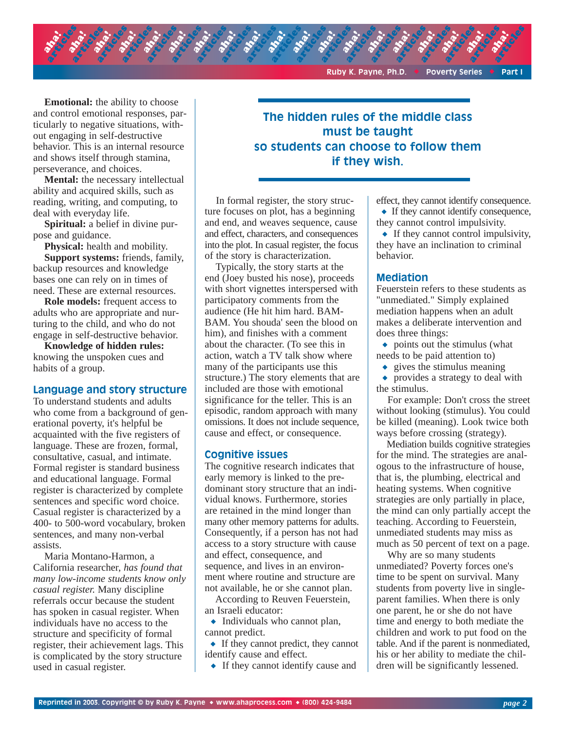**Emotional:** the ability to choose and control emotional responses, particularly to negative situations, without engaging in self-destructive behavior. This is an internal resource and shows itself through stamina, perseverance, and choices.

**Mental:** the necessary intellectual ability and acquired skills, such as reading, writing, and computing, to deal with everyday life.

**Spiritual:** a belief in divine purpose and guidance.

**Physical:** health and mobility.

**Support systems:** friends, family, backup resources and knowledge bases one can rely on in times of need. These are external resources.

**Role models:** frequent access to adults who are appropriate and nurturing to the child, and who do not engage in self-destructive behavior.

**Knowledge of hidden rules:** knowing the unspoken cues and habits of a group.

## Language and story structure

To understand students and adults who come from a background of generational poverty, it's helpful be acquainted with the five registers of language. These are frozen, formal, consultative, casual, and intimate. Formal register is standard business and educational language. Formal register is characterized by complete sentences and specific word choice. Casual register is characterized by a 400- to 500-word vocabulary, broken sentences, and many non-verbal assists.

Maria Montano-Harmon, a California researcher, *has found that many low-income students know only casual register.* Many discipline referrals occur because the student has spoken in casual register. When individuals have no access to the structure and specificity of formal register, their achievement lags. This is complicated by the story structure used in casual register.

**The hidden rules of the middle class must be taught so students can choose to follow them if they wish.**

In formal register, the story structure focuses on plot, has a beginning and end, and weaves sequence, cause and effect, characters, and consequences into the plot. In casual register, the focus of the story is characterization.

Typically, the story starts at the end (Joey busted his nose), proceeds with short vignettes interspersed with participatory comments from the audience (He hit him hard. BAM-BAM. You shouda' seen the blood on him), and finishes with a comment about the character. (To see this in action, watch a TV talk show where many of the participants use this structure.) The story elements that are included are those with emotional significance for the teller. This is an episodic, random approach with many omissions. It does not include sequence, cause and effect, or consequence.

## Cognitive issues

The cognitive research indicates that early memory is linked to the predominant story structure that an individual knows. Furthermore, stories are retained in the mind longer than many other memory patterns for adults. Consequently, if a person has not had access to a story structure with cause and effect, consequence, and sequence, and lives in an environment where routine and structure are not available, he or she cannot plan.

According to Reuven Feuerstein, an Israeli educator:

- Individuals who cannot plan, cannot predict.
- If they cannot predict, they cannot identify cause and effect.
- If they cannot identify cause and effect, they cannot identify consequence.
- If they cannot identify consequence, they cannot control impulsivity.
- If they cannot control impulsivity, they have an inclination to criminal behavior.

## Mediation

Feuerstein refers to these students as "unmediated." Simply explained mediation happens when an adult makes a deliberate intervention and does three things:

- points out the stimulus (what needs to be paid attention to)
- gives the stimulus meaning
- provides a strategy to deal with the stimulus.

For example: Don't cross the street without looking (stimulus). You could be killed (meaning). Look twice both ways before crossing (strategy).

Mediation builds cognitive strategies for the mind. The strategies are analogous to the infrastructure of house, that is, the plumbing, electrical and heating systems. When cognitive strategies are only partially in place, the mind can only partially accept the teaching. According to Feuerstein, unmediated students may miss as much as 50 percent of text on a page.

Why are so many students unmediated? Poverty forces one's time to be spent on survival. Many students from poverty live in single-parent families. When there is only one parent, he or she do not have time and energy to both mediate the children and work to put food on the table. And if the parent is nonmediated, his or her ability to mediate the children will be significantly lessened.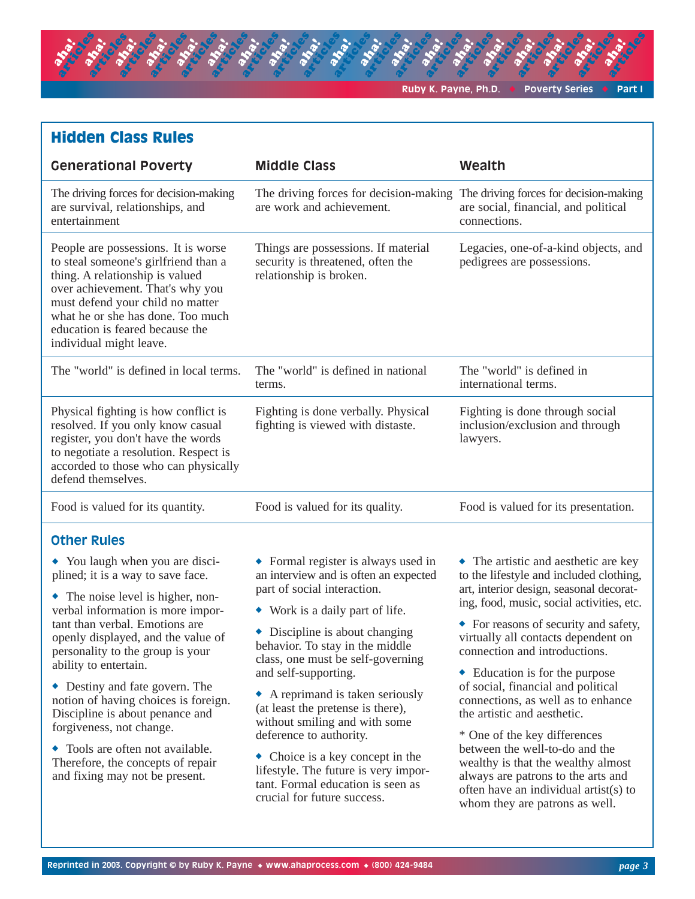## Hidden Class Rules

| Generational Poverty | Middle Class | Wealth |
|---|---|---|
| The driving forces for decision-making are survival, relationships, and entertainment | The driving forces for decision-making are work and achievement. | The driving forces for decision-making are social, financial, and political connections. |
| People are possessions. It is worse to steal someone's girlfriend than a thing. A relationship is valued over achievement. That's why you must defend your child no matter what he or she has done. Too much education is feared because the individual might leave. | Things are possessions. If material security is threatened, often the relationship is broken. | Legacies, one-of-a-kind objects, and pedigrees are possessions. |
| The "world" is defined in local terms. | The "world" is defined in national terms. | The "world" is defined in international terms. |
| Physical fighting is how conflict is resolved. If you only know casual register, you don't have the words to negotiate a resolution. Respect is accorded to those who can physically defend themselves. | Fighting is done verbally. Physical fighting is viewed with distaste. | Fighting is done through social inclusion/exclusion and through lawyers. |
| Food is valued for its quantity. | Food is valued for its quality. | Food is valued for its presentation. |

### Other Rules

**Generational Poverty**

- You laugh when you are disciplined; it is a way to save face.
- The noise level is higher, nonverbal information is more important than verbal. Emotions are openly displayed, and the value of personality to the group is your ability to entertain.
- Destiny and fate govern. The notion of having choices is foreign. Discipline is about penance and forgiveness, not change.
- Tools are often not available. Therefore, the concepts of repair and fixing may not be present.

**Middle Class**

- Formal register is always used in an interview and is often an expected part of social interaction.
- Work is a daily part of life.
- Discipline is about changing behavior. To stay in the middle class, one must be self-governing and self-supporting.
- A reprimand is taken seriously (at least the pretense is there), without smiling and with some deference to authority.
- Choice is a key concept in the lifestyle. The future is very important. Formal education is seen as crucial for future success.

**Wealth**

- The artistic and aesthetic are key to the lifestyle and included clothing, art, interior design, seasonal decorating, food, music, social activities, etc.
- For reasons of security and safety, virtually all contacts dependent on connection and introductions.
- Education is for the purpose of social, financial and political connections, as well as to enhance the artistic and aesthetic.

* One of the key differences between the well-to-do and the wealthy is that the wealthy almost always are patrons to the arts and often have an individual artist(s) to whom they are patrons as well.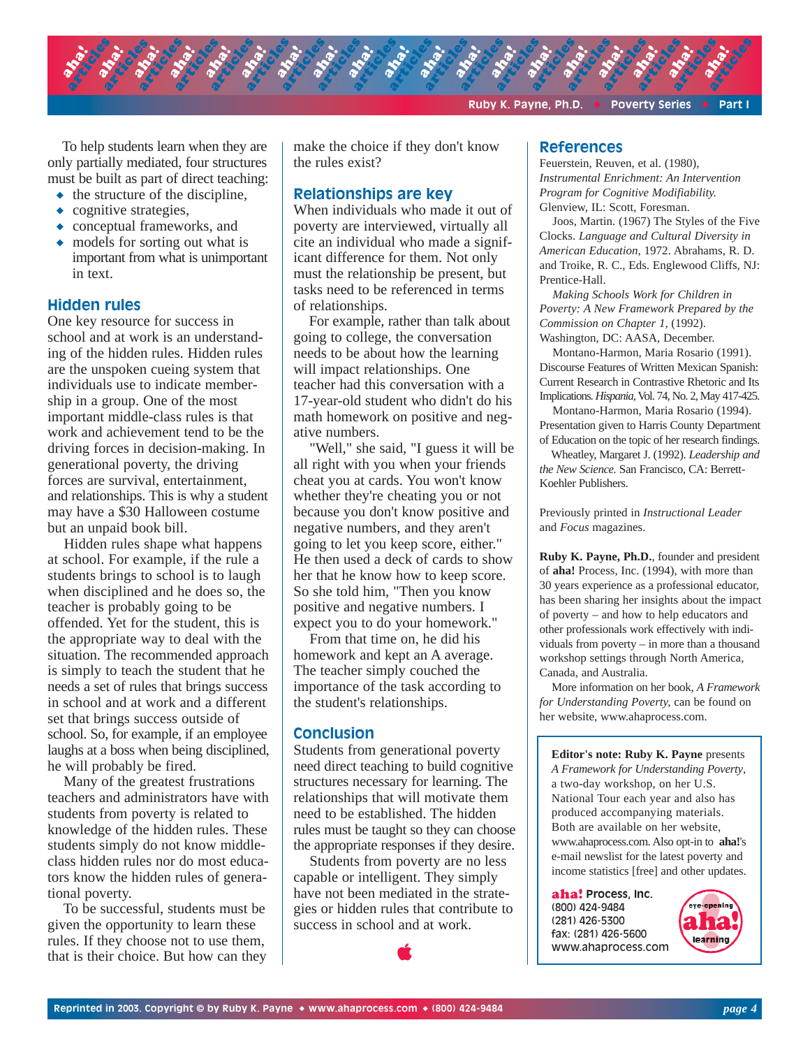To help students learn when they are only partially mediated, four structures must be built as part of direct teaching:

- the structure of the discipline,
- cognitive strategies,
- conceptual frameworks, and
- models for sorting out what is important from what is unimportant in text.

## Hidden rules

One key resource for success in school and at work is an understanding of the hidden rules. Hidden rules are the unspoken cueing system that individuals use to indicate membership in a group. One of the most important middle-class rules is that work and achievement tend to be the driving forces in decision-making. In generational poverty, the driving forces are survival, entertainment, and relationships. This is why a student may have a $30 Halloween costume but an unpaid book bill.

Hidden rules shape what happens at school. For example, if the rule a students brings to school is to laugh when disciplined and he does so, the teacher is probably going to be offended. Yet for the student, this is the appropriate way to deal with the situation. The recommended approach is simply to teach the student that he needs a set of rules that brings success in school and at work and a different set that brings success outside of school. So, for example, if an employee laughs at a boss when being disciplined, he will probably be fired.

Many of the greatest frustrations teachers and administrators have with students from poverty is related to knowledge of the hidden rules. These students simply do not know middle-class hidden rules nor do most educators know the hidden rules of generational poverty.

To be successful, students must be given the opportunity to learn these rules. If they choose not to use them, that is their choice. But how can they make the choice if they don't know the rules exist?

## Relationships are key

When individuals who made it out of poverty are interviewed, virtually all cite an individual who made a significant difference for them. Not only must the relationship be present, but tasks need to be referenced in terms of relationships.

For example, rather than talk about going to college, the conversation needs to be about how the learning will impact relationships. One teacher had this conversation with a 17-year-old student who didn't do his math homework on positive and negative numbers.

"Well," she said, "I guess it will be all right with you when your friends cheat you at cards. You won't know whether they're cheating you or not because you don't know positive and negative numbers, and they aren't going to let you keep score, either." He then used a deck of cards to show her that he know how to keep score. So she told him, "Then you know positive and negative numbers. I expect you to do your homework."

From that time on, he did his homework and kept an A average. The teacher simply couched the importance of the task according to the student's relationships.

## Conclusion

Students from generational poverty need direct teaching to build cognitive structures necessary for learning. The relationships that will motivate them need to be established. The hidden rules must be taught so they can choose the appropriate responses if they desire.

Students from poverty are no less capable or intelligent. They simply have not been mediated in the strategies or hidden rules that contribute to success in school and at work.

## References

Feuerstein, Reuven, et al. (1980), *Instrumental Enrichment: An Intervention Program for Cognitive Modifiability.* Glenview, IL: Scott, Foresman.

Joos, Martin. (1967) The Styles of the Five Clocks. *Language and Cultural Diversity in American Education,* 1972. Abrahams, R. D. and Troike, R. C., Eds. Englewood Cliffs, NJ: Prentice-Hall.

*Making Schools Work for Children in Poverty: A New Framework Prepared by the Commission on Chapter 1,* (1992). Washington, DC: AASA, December.

Montano-Harmon, Maria Rosario (1991). Discourse Features of Written Mexican Spanish: Current Research in Contrastive Rhetoric and Its Implications. *Hispania,* Vol. 74, No. 2, May 417-425.

Montano-Harmon, Maria Rosario (1994). Presentation given to Harris County Department of Education on the topic of her research findings.

Wheatley, Margaret J. (1992). *Leadership and the New Science.* San Francisco, CA: Berrett-Koehler Publishers.

Previously printed in *Instructional Leader* and *Focus* magazines.

**Ruby K. Payne, Ph.D.**, founder and president of **aha!** Process, Inc. (1994), with more than 30 years experience as a professional educator, has been sharing her insights about the impact of poverty – and how to help educators and other professionals work effectively with individuals from poverty – in more than a thousand workshop settings through North America, Canada, and Australia.

More information on her book, *A Framework for Understanding Poverty,* can be found on her website, www.ahaprocess.com.

**Editor's note: Ruby K. Payne** presents *A Framework for Understanding Poverty*, a two-day workshop, on her U.S. National Tour each year and also has produced accompanying materials. Both are available on her website, www.ahaprocess.com. Also opt-in to **aha!**'s e-mail newslist for the latest poverty and income statistics [free] and other updates.

**aha! Process, Inc.**
(800) 424-9484
(281) 426-5300
fax: (281) 426-5600
www.ahaprocess.com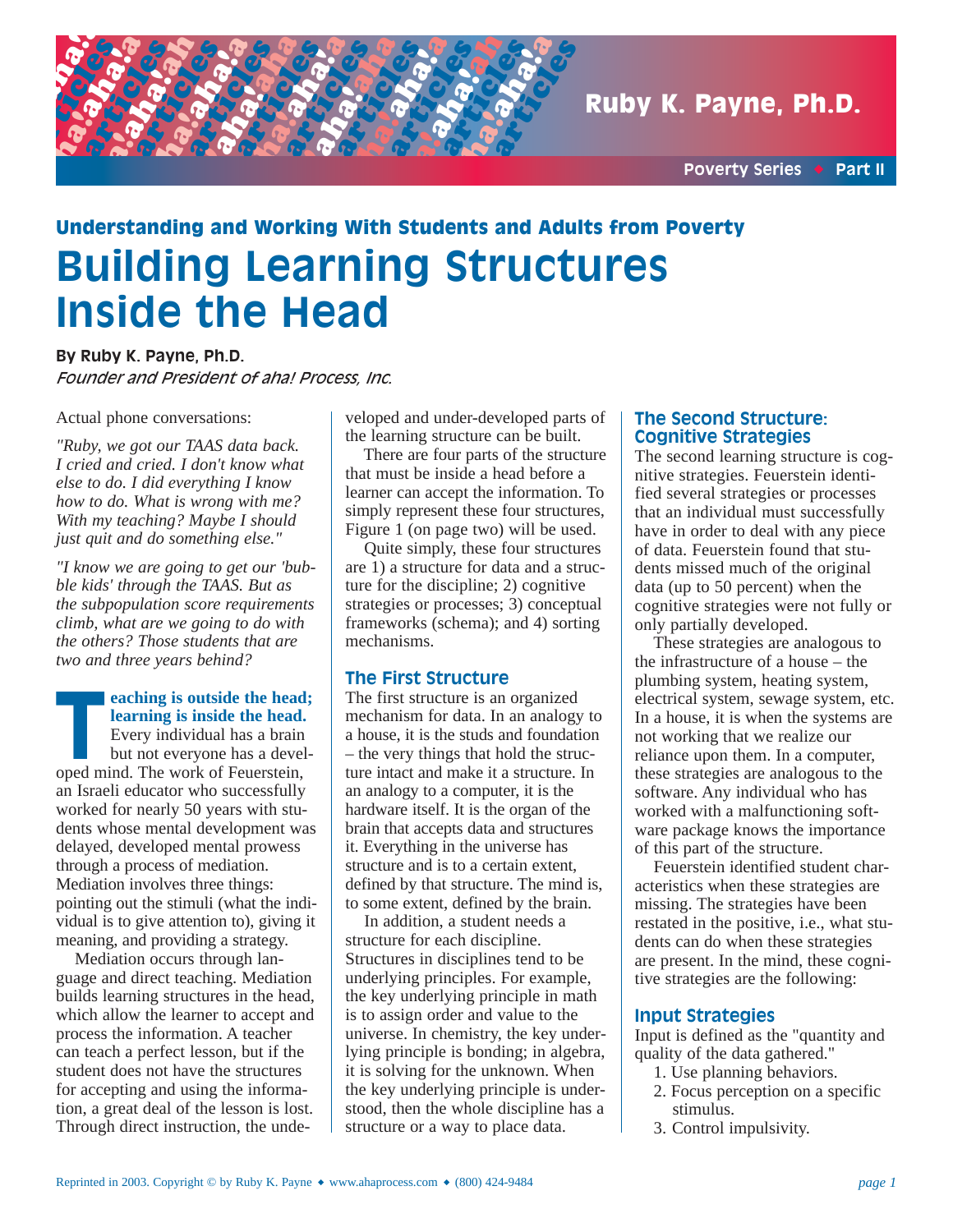Ruby K. Payne, Ph.D.

Poverty Series ◆ Part II

## Understanding and Working With Students and Adults from Poverty

# Building Learning Structures Inside the Head

**By Ruby K. Payne, Ph.D.**
*Founder and President of aha! Process, Inc.*

Actual phone conversations:

*"Ruby, we got our TAAS data back. I cried and cried. I don't know what else to do. I did everything I know how to do. What is wrong with me? With my teaching? Maybe I should just quit and do something else."*

*"I know we are going to get our 'bubble kids' through the TAAS. But as the subpopulation score requirements climb, what are we going to do with the others? Those students that are two and three years behind?*

**Teaching is outside the head; learning is inside the head.** Every individual has a brain but not everyone has a developed mind. The work of Feuerstein, an Israeli educator who successfully worked for nearly 50 years with students whose mental development was delayed, developed mental prowess through a process of mediation. Mediation involves three things: pointing out the stimuli (what the individual is to give attention to), giving it meaning, and providing a strategy.

Mediation occurs through language and direct teaching. Mediation builds learning structures in the head, which allow the learner to accept and process the information. A teacher can teach a perfect lesson, but if the student does not have the structures for accepting and using the information, a great deal of the lesson is lost. Through direct instruction, the undeveloped and under-developed parts of the learning structure can be built.

There are four parts of the structure that must be inside a head before a learner can accept the information. To simply represent these four structures, Figure 1 (on page two) will be used.

Quite simply, these four structures are 1) a structure for data and a structure for the discipline; 2) cognitive strategies or processes; 3) conceptual frameworks (schema); and 4) sorting mechanisms.

### The First Structure

The first structure is an organized mechanism for data. In an analogy to a house, it is the studs and foundation – the very things that hold the structure intact and make it a structure. In an analogy to a computer, it is the hardware itself. It is the organ of the brain that accepts data and structures it. Everything in the universe has structure and is to a certain extent, defined by that structure. The mind is, to some extent, defined by the brain.

In addition, a student needs a structure for each discipline. Structures in disciplines tend to be underlying principles. For example, the key underlying principle in math is to assign order and value to the universe. In chemistry, the key underlying principle is bonding; in algebra, it is solving for the unknown. When the key underlying principle is understood, then the whole discipline has a structure or a way to place data.

### The Second Structure: Cognitive Strategies

The second learning structure is cognitive strategies. Feuerstein identified several strategies or processes that an individual must successfully have in order to deal with any piece of data. Feuerstein found that students missed much of the original data (up to 50 percent) when the cognitive strategies were not fully or only partially developed.

These strategies are analogous to the infrastructure of a house – the plumbing system, heating system, electrical system, sewage system, etc. In a house, it is when the systems are not working that we realize our reliance upon them. In a computer, these strategies are analogous to the software. Any individual who has worked with a malfunctioning software package knows the importance of this part of the structure.

Feuerstein identified student characteristics when these strategies are missing. The strategies have been restated in the positive, i.e., what students can do when these strategies are present. In the mind, these cognitive strategies are the following:

### Input Strategies

Input is defined as the "quantity and quality of the data gathered."

1. Use planning behaviors.
2. Focus perception on a specific stimulus.
3. Control impulsivity.

Reprinted in 2003. Copyright © by Ruby K. Payne ◆ www.ahaprocess.com ◆ (800) 424-9484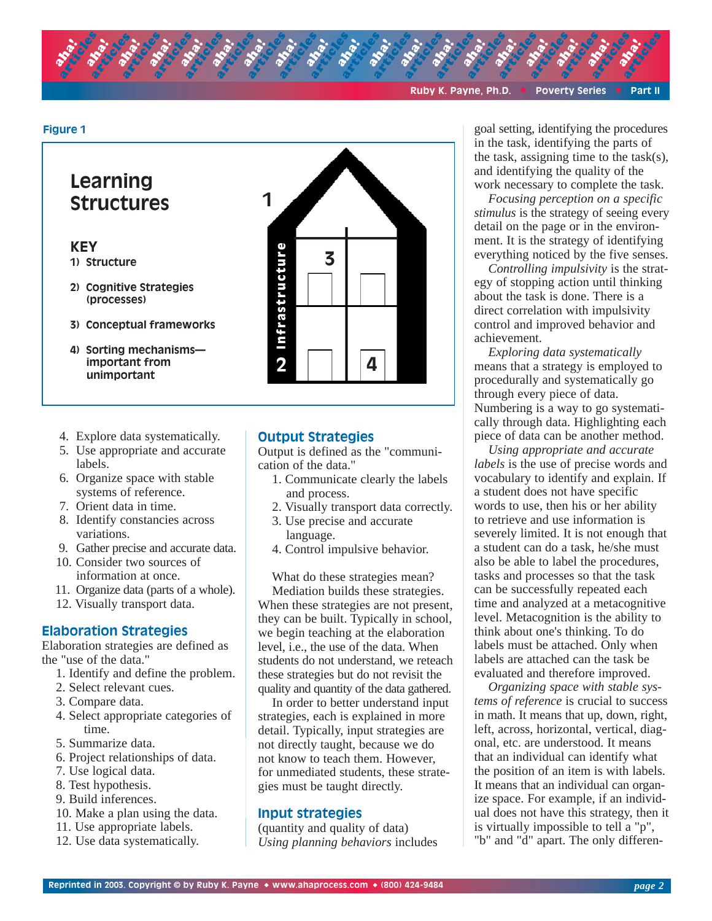Figure 1

**Learning Structures**

**KEY**

1) Structure
2) Cognitive Strategies (processes)
3) Conceptual frameworks
4) Sorting mechanisms—important from unimportant

1

2 Infrastructure

3

4

4. Explore data systematically.
5. Use appropriate and accurate labels.
6. Organize space with stable systems of reference.
7. Orient data in time.
8. Identify constancies across variations.
9. Gather precise and accurate data.
10. Consider two sources of information at once.
11. Organize data (parts of a whole).
12. Visually transport data.

## Elaboration Strategies

Elaboration strategies are defined as the "use of the data."

1. Identify and define the problem.
2. Select relevant cues.
3. Compare data.
4. Select appropriate categories of time.
5. Summarize data.
6. Project relationships of data.
7. Use logical data.
8. Test hypothesis.
9. Build inferences.
10. Make a plan using the data.
11. Use appropriate labels.
12. Use data systematically.

## Output Strategies

Output is defined as the "communication of the data."

1. Communicate clearly the labels and process.
2. Visually transport data correctly.
3. Use precise and accurate language.
4. Control impulsive behavior.

What do these strategies mean? Mediation builds these strategies. When these strategies are not present, they can be built. Typically in school, we begin teaching at the elaboration level, i.e., the use of the data. When students do not understand, we reteach these strategies but do not revisit the quality and quantity of the data gathered.

In order to better understand input strategies, each is explained in more detail. Typically, input strategies are not directly taught, because we do not know to teach them. However, for unmediated students, these strategies must be taught directly.

## Input strategies

(quantity and quality of data)

*Using planning behaviors* includes goal setting, identifying the procedures in the task, identifying the parts of the task, assigning time to the task(s), and identifying the quality of the work necessary to complete the task.

*Focusing perception on a specific stimulus* is the strategy of seeing every detail on the page or in the environment. It is the strategy of identifying everything noticed by the five senses.

*Controlling impulsivity* is the strategy of stopping action until thinking about the task is done. There is a direct correlation with impulsivity control and improved behavior and achievement.

*Exploring data systematically* means that a strategy is employed to procedurally and systematically go through every piece of data. Numbering is a way to go systematically through data. Highlighting each piece of data can be another method.

*Using appropriate and accurate labels* is the use of precise words and vocabulary to identify and explain. If a student does not have specific words to use, then his or her ability to retrieve and use information is severely limited. It is not enough that a student can do a task, he/she must also be able to label the procedures, tasks and processes so that the task can be successfully repeated each time and analyzed at a metacognitive level. Metacognition is the ability to think about one's thinking. To do labels must be attached. Only when labels are attached can the task be evaluated and therefore improved.

*Organizing space with stable systems of reference* is crucial to success in math. It means that up, down, right, left, across, horizontal, vertical, diagonal, etc. are understood. It means that an individual can identify what the position of an item is with labels. It means that an individual can organize space. For example, if an individual does not have this strategy, then it is virtually impossible to tell a "p", "b" and "d" apart. The only differen-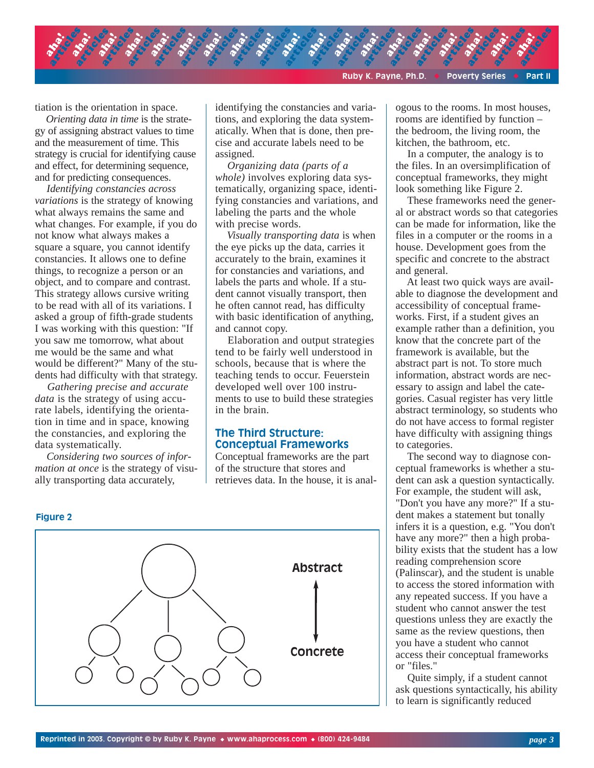tiation is the orientation in space.

*Orienting data in time* is the strategy of assigning abstract values to time and the measurement of time. This strategy is crucial for identifying cause and effect, for determining sequence, and for predicting consequences.

*Identifying constancies across variations* is the strategy of knowing what always remains the same and what changes. For example, if you do not know what always makes a square a square, you cannot identify constancies. It allows one to define things, to recognize a person or an object, and to compare and contrast. This strategy allows cursive writing to be read with all of its variations. I asked a group of fifth-grade students I was working with this question: "If you saw me tomorrow, what about me would be the same and what would be different?" Many of the students had difficulty with that strategy.

*Gathering precise and accurate data* is the strategy of using accurate labels, identifying the orientation in time and in space, knowing the constancies, and exploring the data systematically.

*Considering two sources of information at once* is the strategy of visually transporting data accurately, identifying the constancies and variations, and exploring the data systematically. When that is done, then precise and accurate labels need to be assigned.

*Organizing data (parts of a whole)* involves exploring data systematically, organizing space, identifying constancies and variations, and labeling the parts and the whole with precise words.

*Visually transporting data* is when the eye picks up the data, carries it accurately to the brain, examines it for constancies and variations, and labels the parts and whole. If a student cannot visually transport, then he often cannot read, has difficulty with basic identification of anything, and cannot copy.

Elaboration and output strategies tend to be fairly well understood in schools, because that is where the teaching tends to occur. Feuerstein developed well over 100 instruments to use to build these strategies in the brain.

## The Third Structure: Conceptual Frameworks

Conceptual frameworks are the part of the structure that stores and retrieves data. In the house, it is analogous to the rooms. In most houses, rooms are identified by function – the bedroom, the living room, the kitchen, the bathroom, etc.

In a computer, the analogy is to the files. In an oversimplification of conceptual frameworks, they might look something like Figure 2.

**Figure 2**

Abstract ↕ Concrete

These frameworks need the general or abstract words so that categories can be made for information, like the files in a computer or the rooms in a house. Development goes from the specific and concrete to the abstract and general.

At least two quick ways are available to diagnose the development and accessibility of conceptual frameworks. First, if a student gives an example rather than a definition, you know that the concrete part of the framework is available, but the abstract part is not. To store much information, abstract words are necessary to assign and label the categories. Casual register has very little abstract terminology, so students who do not have access to formal register have difficulty with assigning things to categories.

The second way to diagnose conceptual frameworks is whether a student can ask a question syntactically. For example, the student will ask, "Don't you have any more?" If a student makes a statement but tonally infers it is a question, e.g. "You don't have any more?" then a high probability exists that the student has a low reading comprehension score (Palinscar), and the student is unable to access the stored information with any repeated success. If you have a student who cannot answer the test questions unless they are exactly the same as the review questions, then you have a student who cannot access their conceptual frameworks or "files."

Quite simply, if a student cannot ask questions syntactically, his ability to learn is significantly reduced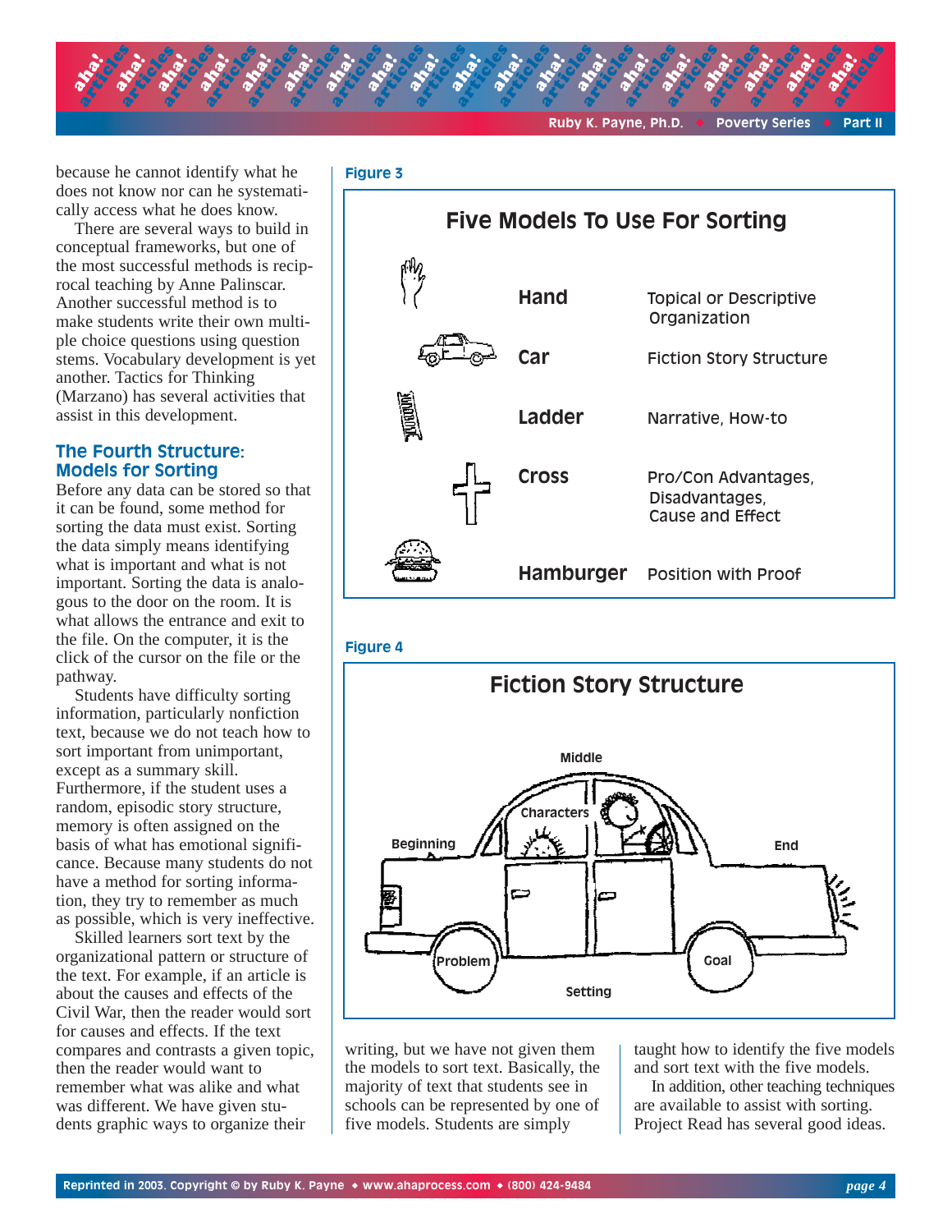because he cannot identify what he does not know nor can he systematically access what he does know.

There are several ways to build in conceptual frameworks, but one of the most successful methods is reciprocal teaching by Anne Palinscar. Another successful method is to make students write their own multiple choice questions using question stems. Vocabulary development is yet another. Tactics for Thinking (Marzano) has several activities that assist in this development.

### The Fourth Structure: Models for Sorting

Before any data can be stored so that it can be found, some method for sorting the data must exist. Sorting the data simply means identifying what is important and what is not important. Sorting the data is analogous to the door on the room. It is what allows the entrance and exit to the file. On the computer, it is the click of the cursor on the file or the pathway.

Students have difficulty sorting information, particularly nonfiction text, because we do not teach how to sort important from unimportant, except as a summary skill. Furthermore, if the student uses a random, episodic story structure, memory is often assigned on the basis of what has emotional significance. Because many students do not have a method for sorting information, they try to remember as much as possible, which is very ineffective.

Skilled learners sort text by the organizational pattern or structure of the text. For example, if an article is about the causes and effects of the Civil War, then the reader would sort for causes and effects. If the text compares and contrasts a given topic, then the reader would want to remember what was alike and what was different. We have given students graphic ways to organize their writing, but we have not given them the models to sort text. Basically, the majority of text that students see in schools can be represented by one of five models. Students are simply taught how to identify the five models and sort text with the five models.

In addition, other teaching techniques are available to assist with sorting. Project Read has several good ideas.

**Figure 3**

**Five Models To Use For Sorting**

| Model | Structure |
| --- | --- |
| Hand | Topical or Descriptive Organization |
| Car | Fiction Story Structure |
| Ladder | Narrative, How-to |
| Cross | Pro/Con Advantages, Disadvantages, Cause and Effect |
| Hamburger | Position with Proof |

**Figure 4**

**Fiction Story Structure**

Middle, Characters, Beginning, End, Problem, Goal, Setting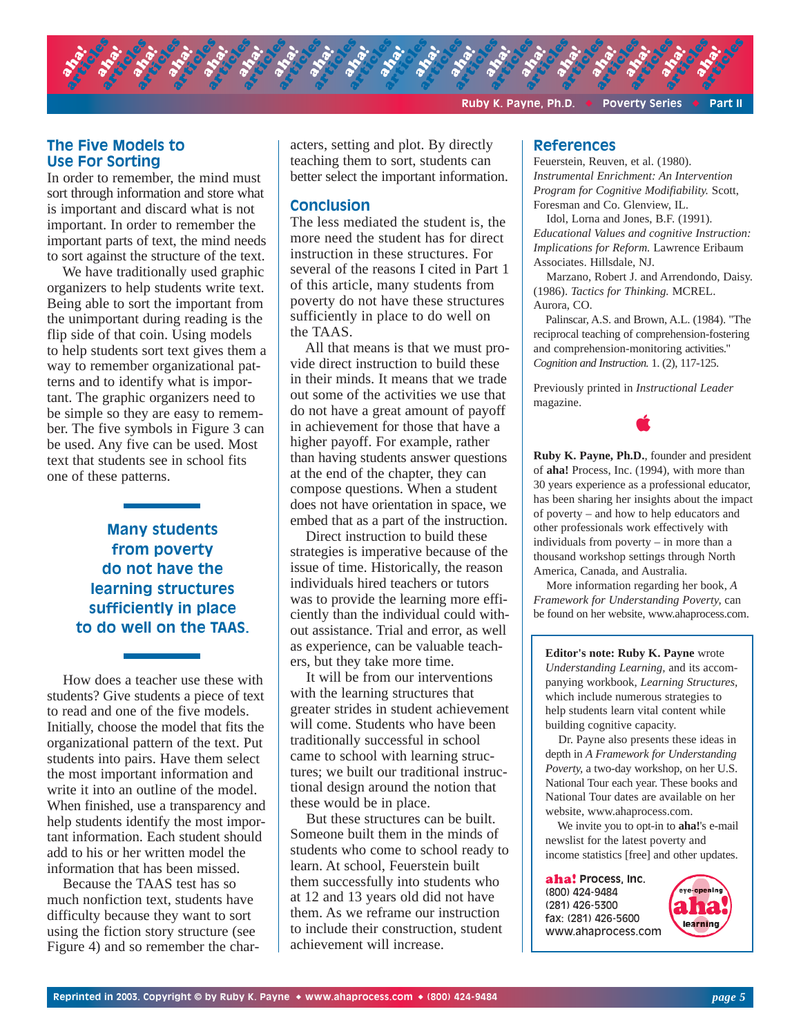## The Five Models to Use For Sorting

In order to remember, the mind must sort through information and store what is important and discard what is not important. In order to remember the important parts of text, the mind needs to sort against the structure of the text.

We have traditionally used graphic organizers to help students write text. Being able to sort the important from the unimportant during reading is the flip side of that coin. Using models to help students sort text gives them a way to remember organizational patterns and to identify what is important. The graphic organizers need to be simple so they are easy to remember. The five symbols in Figure 3 can be used. Any five can be used. Most text that students see in school fits one of these patterns.

**Many students from poverty do not have the learning structures sufficiently in place to do well on the TAAS.**

How does a teacher use these with students? Give students a piece of text to read and one of the five models. Initially, choose the model that fits the organizational pattern of the text. Put students into pairs. Have them select the most important information and write it into an outline of the model. When finished, use a transparency and help students identify the most important information. Each student should add to his or her written model the information that has been missed.

Because the TAAS test has so much nonfiction text, students have difficulty because they want to sort using the fiction story structure (see Figure 4) and so remember the characters, setting and plot. By directly teaching them to sort, students can better select the important information.

## Conclusion

The less mediated the student is, the more need the student has for direct instruction in these structures. For several of the reasons I cited in Part 1 of this article, many students from poverty do not have these structures sufficiently in place to do well on the TAAS.

All that means is that we must provide direct instruction to build these in their minds. It means that we trade out some of the activities we use that do not have a great amount of payoff in achievement for those that have a higher payoff. For example, rather than having students answer questions at the end of the chapter, they can compose questions. When a student does not have orientation in space, we embed that as a part of the instruction.

Direct instruction to build these strategies is imperative because of the issue of time. Historically, the reason individuals hired teachers or tutors was to provide the learning more efficiently than the individual could without assistance. Trial and error, as well as experience, can be valuable teachers, but they take more time.

It will be from our interventions with the learning structures that greater strides in student achievement will come. Students who have been traditionally successful in school came to school with learning structures; we built our traditional instructional design around the notion that these would be in place.

But these structures can be built. Someone built them in the minds of students who come to school ready to learn. At school, Feuerstein built them successfully into students who at 12 and 13 years old did not have them. As we reframe our instruction to include their construction, student achievement will increase.

## References

Feuerstein, Reuven, et al. (1980). *Instrumental Enrichment: An Intervention Program for Cognitive Modifiability.* Scott, Foresman and Co. Glenview, IL.

Idol, Lorna and Jones, B.F. (1991). *Educational Values and Cognitive Instruction: Implications for Reform.* Lawrence Eribaum Associates. Hillsdale, NJ.

Marzano, Robert J. and Arrendondo, Daisy. (1986). *Tactics for Thinking.* MCREL. Aurora, CO.

Palinscar, A.S. and Brown, A.L. (1984). "The reciprocal teaching of comprehension-fostering and comprehension-monitoring activities." *Cognition and Instruction.* 1. (2), 117-125.

Previously printed in *Instructional Leader* magazine.

**Ruby K. Payne, Ph.D.**, founder and president of **aha!** Process, Inc. (1994), with more than 30 years experience as a professional educator, has been sharing her insights about the impact of poverty – and how to help educators and other professionals work effectively with individuals from poverty – in more than a thousand workshop settings through North America, Canada, and Australia.

More information regarding her book, *A Framework for Understanding Poverty,* can be found on her website, www.ahaprocess.com.

**Editor's note: Ruby K. Payne** wrote *Understanding Learning,* and its accompanying workbook, *Learning Structures,* which include numerous strategies to help students learn vital content while building cognitive capacity.

Dr. Payne also presents these ideas in depth in *A Framework for Understanding Poverty,* a two-day workshop, on her U.S. National Tour each year. These books and National Tour dates are available on her website, www.ahaprocess.com.

We invite you to opt-in to **aha!**'s e-mail newslist for the latest poverty and income statistics [free] and other updates.

**aha! Process, Inc.**
(800) 424-9484
(281) 426-5300
fax: (281) 426-5600
www.ahaprocess.com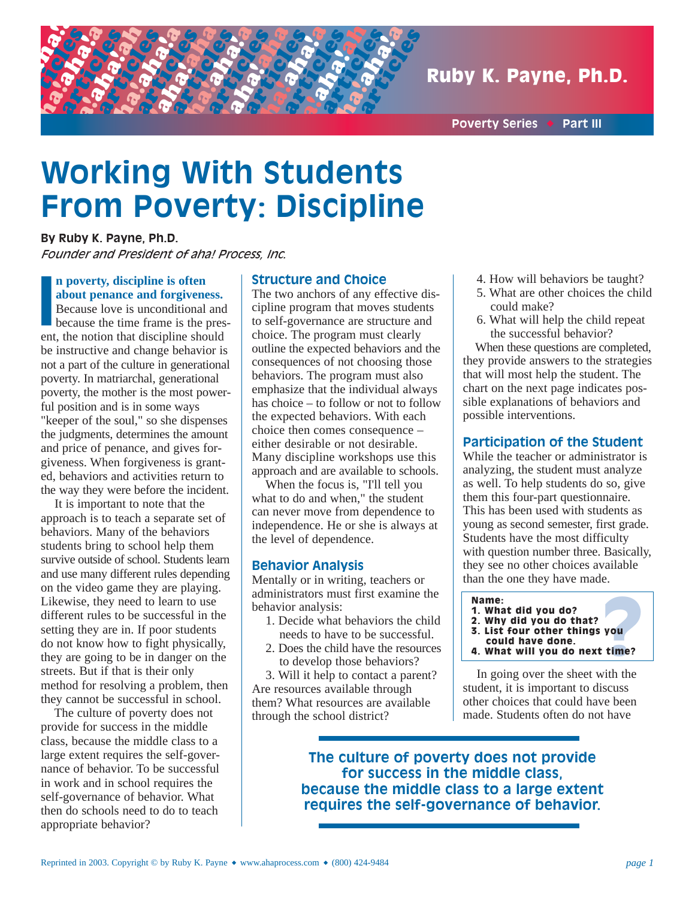Ruby K. Payne, Ph.D.

Poverty Series ◆ Part III

# Working With Students From Poverty: Discipline

**By Ruby K. Payne, Ph.D.**
*Founder and President of aha! Process, Inc.*

**In poverty, discipline is often about penance and forgiveness.** Because love is unconditional and because the time frame is the present, the notion that discipline should be instructive and change behavior is not a part of the culture in generational poverty. In matriarchal, generational poverty, the mother is the most powerful position and is in some ways "keeper of the soul," so she dispenses the judgments, determines the amount and price of penance, and gives forgiveness. When forgiveness is granted, behaviors and activities return to the way they were before the incident.

It is important to note that the approach is to teach a separate set of behaviors. Many of the behaviors students bring to school help them survive outside of school. Students learn and use many different rules depending on the video game they are playing. Likewise, they need to learn to use different rules to be successful in the setting they are in. If poor students do not know how to fight physically, they are going to be in danger on the streets. But if that is their only method for resolving a problem, then they cannot be successful in school.

The culture of poverty does not provide for success in the middle class, because the middle class to a large extent requires the self-governance of behavior. To be successful in work and in school requires the self-governance of behavior. What then do schools need to do to teach appropriate behavior?

## Structure and Choice

The two anchors of any effective discipline program that moves students to self-governance are structure and choice. The program must clearly outline the expected behaviors and the consequences of not choosing those behaviors. The program must also emphasize that the individual always has choice – to follow or not to follow the expected behaviors. With each choice then comes consequence – either desirable or not desirable. Many discipline workshops use this approach and are available to schools.

When the focus is, "I'll tell you what to do and when," the student can never move from dependence to independence. He or she is always at the level of dependence.

## Behavior Analysis

Mentally or in writing, teachers or administrators must first examine the behavior analysis:

1. Decide what behaviors the child needs to have to be successful.
2. Does the child have the resources to develop those behaviors?
3. Will it help to contact a parent? Are resources available through them? What resources are available through the school district?
4. How will behaviors be taught?
5. What are other choices the child could make?
6. What will help the child repeat the successful behavior?

When these questions are completed, they provide answers to the strategies that will most help the student. The chart on the next page indicates possible explanations of behaviors and possible interventions.

## Participation of the Student

While the teacher or administrator is analyzing, the student must analyze as well. To help students do so, give them this four-part questionnaire. This has been used with students as young as second semester, first grade. Students have the most difficulty with question number three. Basically, they see no other choices available than the one they have made.

> **Name:**
> **1. What did you do?**
> **2. Why did you do that?**
> **3. List four other things you could have done.**
> **4. What will you do next time?**

In going over the sheet with the student, it is important to discuss other choices that could have been made. Students often do not have

> **The culture of poverty does not provide for success in the middle class, because the middle class to a large extent requires the self-governance of behavior.**

Reprinted in 2003. Copyright © by Ruby K. Payne ◆ www.ahaprocess.com ◆ (800) 424-9484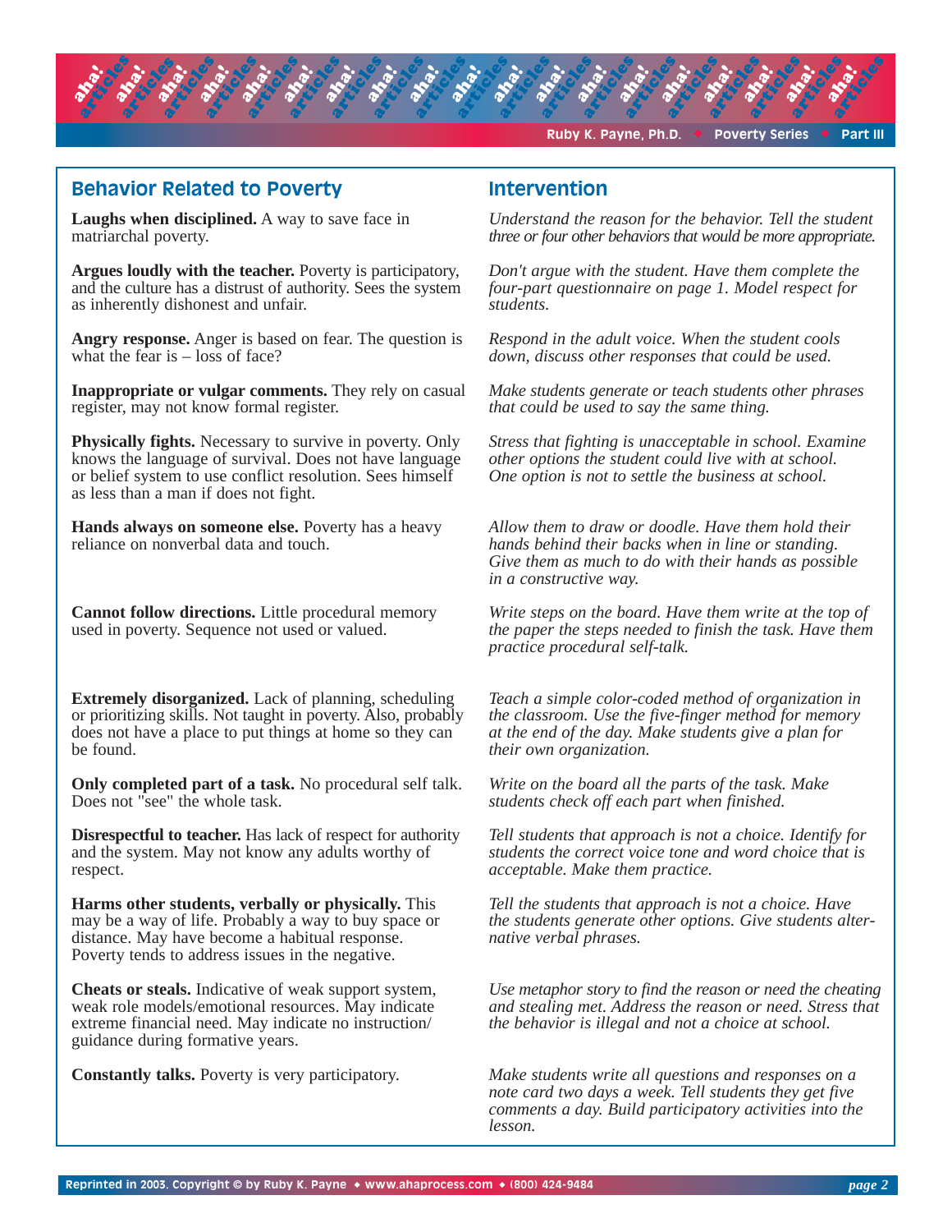| Behavior Related to Poverty | Intervention |
| --- | --- |
| **Laughs when disciplined.** A way to save face in matriarchal poverty. | *Understand the reason for the behavior. Tell the student three or four other behaviors that would be more appropriate.* |
| **Argues loudly with the teacher.** Poverty is participatory, and the culture has a distrust of authority. Sees the system as inherently dishonest and unfair. | *Don't argue with the student. Have them complete the four-part questionnaire on page 1. Model respect for students.* |
| **Angry response.** Anger is based on fear. The question is what the fear is – loss of face? | *Respond in the adult voice. When the student cools down, discuss other responses that could be used.* |
| **Inappropriate or vulgar comments.** They rely on casual register, may not know formal register. | *Make students generate or teach students other phrases that could be used to say the same thing.* |
| **Physically fights.** Necessary to survive in poverty. Only knows the language of survival. Does not have language or belief system to use conflict resolution. Sees himself as less than a man if does not fight. | *Stress that fighting is unacceptable in school. Examine other options the student could live with at school. One option is not to settle the business at school.* |
| **Hands always on someone else.** Poverty has a heavy reliance on nonverbal data and touch. | *Allow them to draw or doodle. Have them hold their hands behind their backs when in line or standing. Give them as much to do with their hands as possible in a constructive way.* |
| **Cannot follow directions.** Little procedural memory used in poverty. Sequence not used or valued. | *Write steps on the board. Have them write at the top of the paper the steps needed to finish the task. Have them practice procedural self-talk.* |
| **Extremely disorganized.** Lack of planning, scheduling or prioritizing skills. Not taught in poverty. Also, probably does not have a place to put things at home so they can be found. | *Teach a simple color-coded method of organization in the classroom. Use the five-finger method for memory at the end of the day. Make students give a plan for their own organization.* |
| **Only completed part of a task.** No procedural self talk. Does not "see" the whole task. | *Write on the board all the parts of the task. Make students check off each part when finished.* |
| **Disrespectful to teacher.** Has lack of respect for authority and the system. May not know any adults worthy of respect. | *Tell students that approach is not a choice. Identify for students the correct voice tone and word choice that is acceptable. Make them practice.* |
| **Harms other students, verbally or physically.** This may be a way of life. Probably a way to buy space or distance. May have become a habitual response. Poverty tends to address issues in the negative. | *Tell the students that approach is not a choice. Have the students generate other options. Give students alternative verbal phrases.* |
| **Cheats or steals.** Indicative of weak support system, weak role models/emotional resources. May indicate extreme financial need. May indicate no instruction/guidance during formative years. | *Use metaphor story to find the reason or need the cheating and stealing met. Address the reason or need. Stress that the behavior is illegal and not a choice at school.* |
| **Constantly talks.** Poverty is very participatory. | *Make students write all questions and responses on a note card two days a week. Tell students they get five comments a day. Build participatory activities into the lesson.* |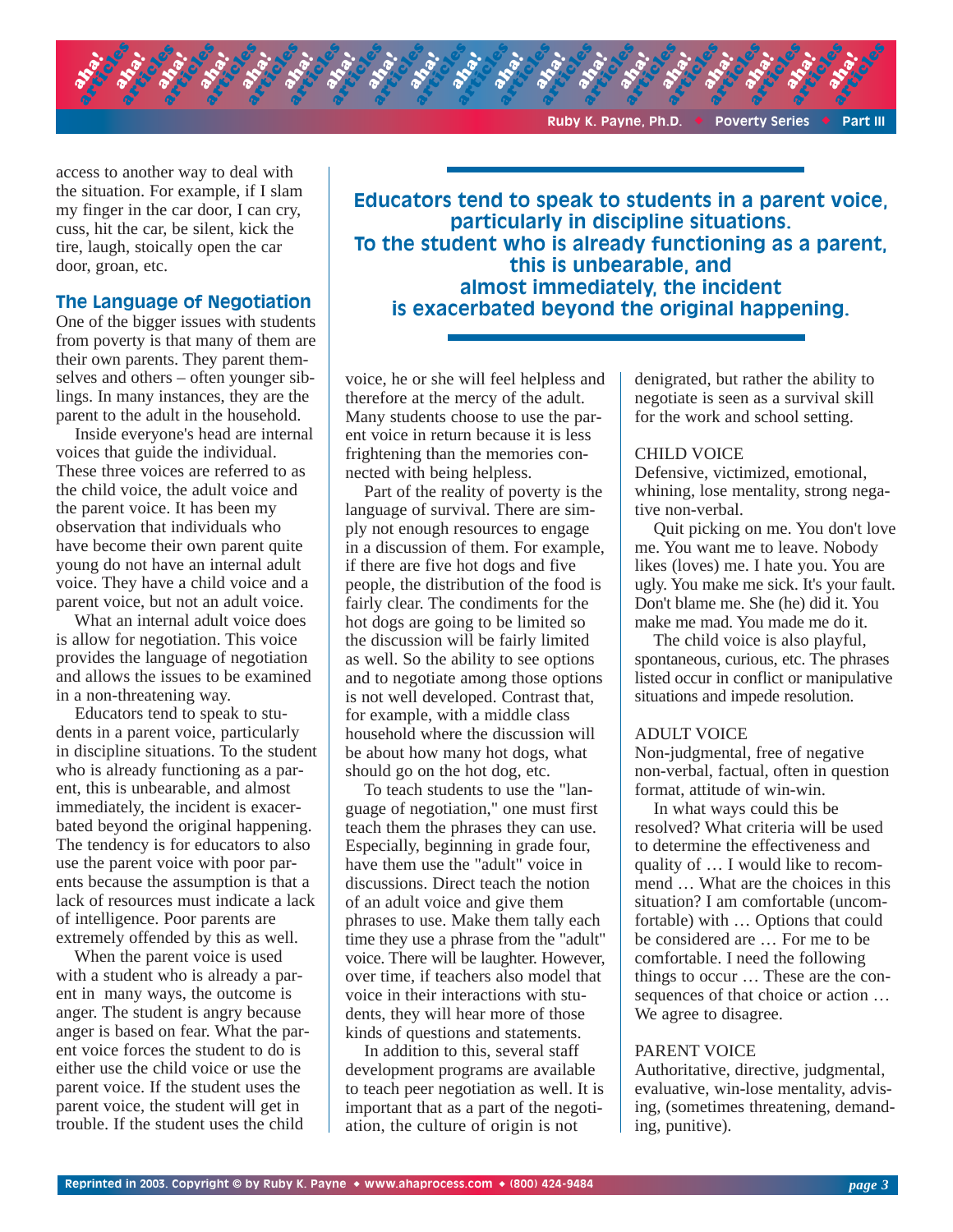access to another way to deal with the situation. For example, if I slam my finger in the car door, I can cry, cuss, hit the car, be silent, kick the tire, laugh, stoically open the car door, groan, etc.

### The Language of Negotiation

One of the bigger issues with students from poverty is that many of them are their own parents. They parent themselves and others – often younger siblings. In many instances, they are the parent to the adult in the household.

Inside everyone's head are internal voices that guide the individual. These three voices are referred to as the child voice, the adult voice and the parent voice. It has been my observation that individuals who have become their own parent quite young do not have an internal adult voice. They have a child voice and a parent voice, but not an adult voice.

What an internal adult voice does is allow for negotiation. This voice provides the language of negotiation and allows the issues to be examined in a non-threatening way.

Educators tend to speak to students in a parent voice, particularly in discipline situations. To the student who is already functioning as a parent, this is unbearable, and almost immediately, the incident is exacerbated beyond the original happening. The tendency is for educators to also use the parent voice with poor parents because the assumption is that a lack of resources must indicate a lack of intelligence. Poor parents are extremely offended by this as well.

When the parent voice is used with a student who is already a parent in many ways, the outcome is anger. The student is angry because anger is based on fear. What the parent voice forces the student to do is either use the child voice or use the parent voice. If the student uses the parent voice, the student will get in trouble. If the student uses the child voice, he or she will feel helpless and therefore at the mercy of the adult. Many students choose to use the parent voice in return because it is less frightening than the memories connected with being helpless.

**Educators tend to speak to students in a parent voice, particularly in discipline situations. To the student who is already functioning as a parent, this is unbearable, and almost immediately, the incident is exacerbated beyond the original happening.**

Part of the reality of poverty is the language of survival. There are simply not enough resources to engage in a discussion of them. For example, if there are five hot dogs and five people, the distribution of the food is fairly clear. The condiments for the hot dogs are going to be limited so the discussion will be fairly limited as well. So the ability to see options and to negotiate among those options is not well developed. Contrast that, for example, with a middle class household where the discussion will be about how many hot dogs, what should go on the hot dog, etc.

To teach students to use the "language of negotiation," one must first teach them the phrases they can use. Especially, beginning in grade four, have them use the "adult" voice in discussions. Direct teach the notion of an adult voice and give them phrases to use. Make them tally each time they use a phrase from the "adult" voice. There will be laughter. However, over time, if teachers also model that voice in their interactions with students, they will hear more of those kinds of questions and statements.

In addition to this, several staff development programs are available to teach peer negotiation as well. It is important that as a part of the negotiation, the culture of origin is not denigrated, but rather the ability to negotiate is seen as a survival skill for the work and school setting.

CHILD VOICE
Defensive, victimized, emotional, whining, lose mentality, strong negative non-verbal.

Quit picking on me. You don't love me. You want me to leave. Nobody likes (loves) me. I hate you. You are ugly. You make me sick. It's your fault. Don't blame me. She (he) did it. You make me mad. You made me do it.

The child voice is also playful, spontaneous, curious, etc. The phrases listed occur in conflict or manipulative situations and impede resolution.

ADULT VOICE
Non-judgmental, free of negative non-verbal, factual, often in question format, attitude of win-win.

In what ways could this be resolved? What criteria will be used to determine the effectiveness and quality of … I would like to recommend … What are the choices in this situation? I am comfortable (uncomfortable) with … Options that could be considered are … For me to be comfortable. I need the following things to occur … These are the consequences of that choice or action … We agree to disagree.

PARENT VOICE
Authoritative, directive, judgmental, evaluative, win-lose mentality, advising, (sometimes threatening, demanding, punitive).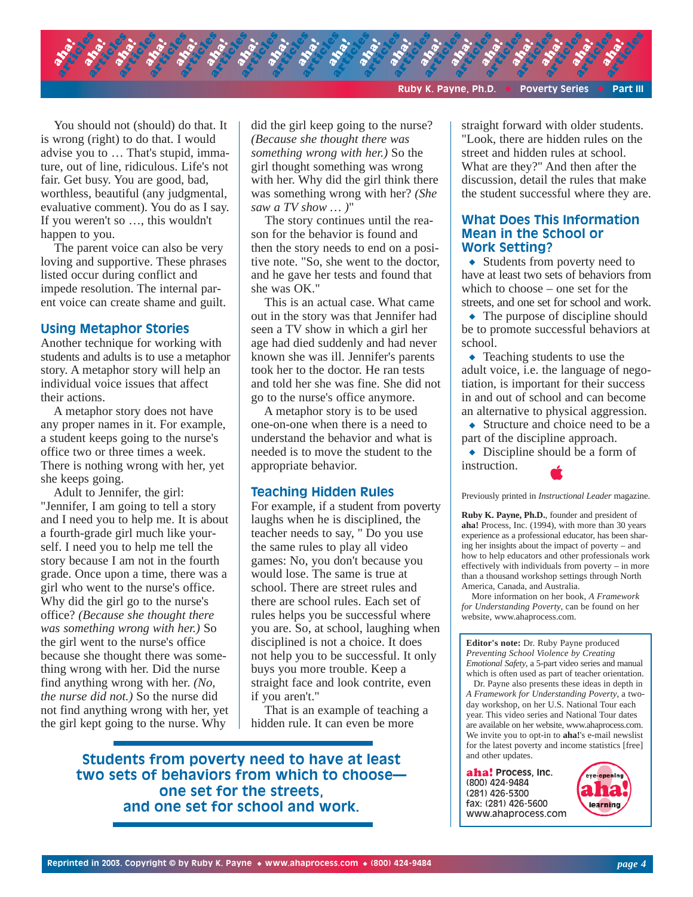You should not (should) do that. It is wrong (right) to do that. I would advise you to … That's stupid, immature, out of line, ridiculous. Life's not fair. Get busy. You are good, bad, worthless, beautiful (any judgmental, evaluative comment). You do as I say. If you weren't so …, this wouldn't happen to you.

The parent voice can also be very loving and supportive. These phrases listed occur during conflict and impede resolution. The internal parent voice can create shame and guilt.

## Using Metaphor Stories

Another technique for working with students and adults is to use a metaphor story. A metaphor story will help an individual voice issues that affect their actions.

A metaphor story does not have any proper names in it. For example, a student keeps going to the nurse's office two or three times a week. There is nothing wrong with her, yet she keeps going.

Adult to Jennifer, the girl: "Jennifer, I am going to tell a story and I need you to help me. It is about a fourth-grade girl much like yourself. I need you to help me tell the story because I am not in the fourth grade. Once upon a time, there was a girl who went to the nurse's office. Why did the girl go to the nurse's office? *(Because she thought there was something wrong with her.)* So the girl went to the nurse's office because she thought there was something wrong with her. Did the nurse find anything wrong with her. *(No, the nurse did not.)* So the nurse did not find anything wrong with her, yet the girl kept going to the nurse. Why did the girl keep going to the nurse? *(Because she thought there was something wrong with her.)* So the girl thought something was wrong with her. Why did the girl think there was something wrong with her? *(She saw a TV show … )*"

The story continues until the reason for the behavior is found and then the story needs to end on a positive note. "So, she went to the doctor, and he gave her tests and found that she was OK."

This is an actual case. What came out in the story was that Jennifer had seen a TV show in which a girl her age had died suddenly and had never known she was ill. Jennifer's parents took her to the doctor. He ran tests and told her she was fine. She did not go to the nurse's office anymore.

A metaphor story is to be used one-on-one when there is a need to understand the behavior and what is needed is to move the student to the appropriate behavior.

## Teaching Hidden Rules

For example, if a student from poverty laughs when he is disciplined, the teacher needs to say, " Do you use the same rules to play all video games: No, you don't because you would lose. The same is true at school. There are street rules and there are school rules. Each set of rules helps you be successful where you are. So, at school, laughing when disciplined is not a choice. It does not help you to be successful. It only buys you more trouble. Keep a straight face and look contrite, even if you aren't."

That is an example of teaching a hidden rule. It can even be more straight forward with older students. "Look, there are hidden rules on the street and hidden rules at school. What are they?" And then after the discussion, detail the rules that make the student successful where they are.

**Students from poverty need to have at least two sets of behaviors from which to choose— one set for the streets, and one set for school and work.**

## What Does This Information Mean in the School or Work Setting?

- Students from poverty need to have at least two sets of behaviors from which to choose – one set for the streets, and one set for school and work.
- The purpose of discipline should be to promote successful behaviors at school.
- Teaching students to use the adult voice, i.e. the language of negotiation, is important for their success in and out of school and can become an alternative to physical aggression.
- Structure and choice need to be a part of the discipline approach.
- Discipline should be a form of instruction.

Previously printed in *Instructional Leader* magazine.

**Ruby K. Payne, Ph.D.**, founder and president of **aha!** Process, Inc. (1994), with more than 30 years experience as a professional educator, has been sharing her insights about the impact of poverty – and how to help educators and other professionals work effectively with individuals from poverty – in more than a thousand workshop settings through North America, Canada, and Australia.

More information on her book, *A Framework for Understanding Poverty*, can be found on her website, www.ahaprocess.com.

**Editor's note:** Dr. Ruby Payne produced *Preventing School Violence by Creating Emotional Safety*, a 5-part video series and manual which is often used as part of teacher orientation.

Dr. Payne also presents these ideas in depth in *A Framework for Understanding Poverty*, a two-day workshop, on her U.S. National Tour each year. This video series and National Tour dates are available on her website, www.ahaprocess.com. We invite you to opt-in to **aha!**'s e-mail newslist for the latest poverty and income statistics [free] and other updates.

**aha! Process, Inc.**
(800) 424-9484
(281) 426-5300
fax: (281) 426-5600
www.ahaprocess.com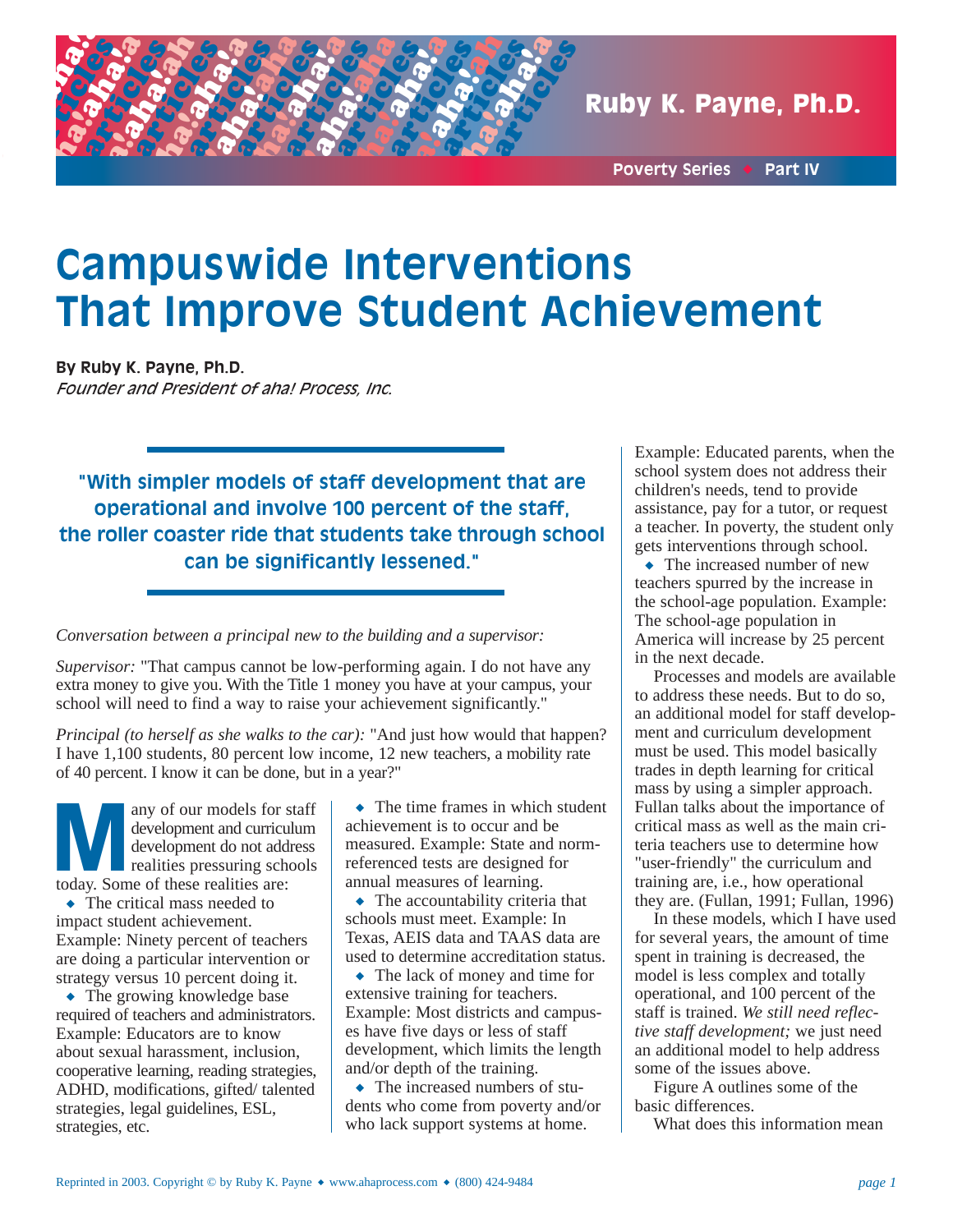Poverty Series ◆ Part IV

# Campuswide Interventions That Improve Student Achievement

**By Ruby K. Payne, Ph.D.**
*Founder and President of aha! Process, Inc.*

> **"With simpler models of staff development that are operational and involve 100 percent of the staff, the roller coaster ride that students take through school can be significantly lessened."**

*Conversation between a principal new to the building and a supervisor:*

*Supervisor:* "That campus cannot be low-performing again. I do not have any extra money to give you. With the Title 1 money you have at your campus, your school will need to find a way to raise your achievement significantly."

*Principal (to herself as she walks to the car):* "And just how would that happen? I have 1,100 students, 80 percent low income, 12 new teachers, a mobility rate of 40 percent. I know it can be done, but in a year?"

Many of our models for staff development and curriculum development do not address realities pressuring schools today. Some of these realities are:

- The critical mass needed to impact student achievement. Example: Ninety percent of teachers are doing a particular intervention or strategy versus 10 percent doing it.
- The growing knowledge base required of teachers and administrators. Example: Educators are to know about sexual harassment, inclusion, cooperative learning, reading strategies, ADHD, modifications, gifted/ talented strategies, legal guidelines, ESL, strategies, etc.
- The time frames in which student achievement is to occur and be measured. Example: State and norm-referenced tests are designed for annual measures of learning.
- The accountability criteria that schools must meet. Example: In Texas, AEIS data and TAAS data are used to determine accreditation status.
- The lack of money and time for extensive training for teachers. Example: Most districts and campuses have five days or less of staff development, which limits the length and/or depth of the training.
- The increased numbers of students who come from poverty and/or who lack support systems at home. Example: Educated parents, when the school system does not address their children's needs, tend to provide assistance, pay for a tutor, or request a teacher. In poverty, the student only gets interventions through school.
- The increased number of new teachers spurred by the increase in the school-age population. Example: The school-age population in America will increase by 25 percent in the next decade.

Processes and models are available to address these needs. But to do so, an additional model for staff development and curriculum development must be used. This model basically trades in depth learning for critical mass by using a simpler approach. Fullan talks about the importance of critical mass as well as the main criteria teachers use to determine how "user-friendly" the curriculum and training are, i.e., how operational they are. (Fullan, 1991; Fullan, 1996)

In these models, which I have used for several years, the amount of time spent in training is decreased, the model is less complex and totally operational, and 100 percent of the staff is trained. *We still need reflective staff development;* we just need an additional model to help address some of the issues above.

Figure A outlines some of the basic differences.

What does this information mean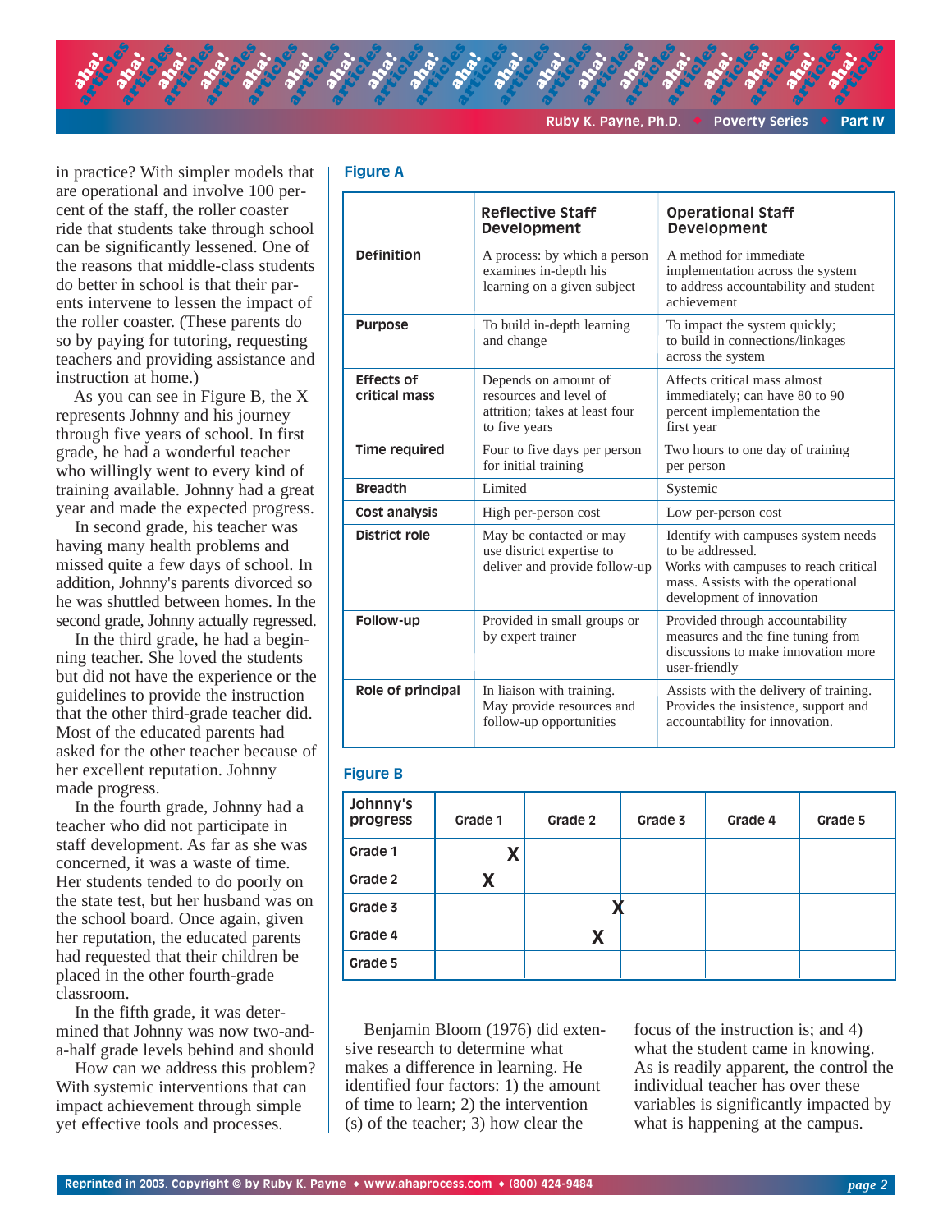in practice? With simpler models that are operational and involve 100 percent of the staff, the roller coaster ride that students take through school can be significantly lessened. One of the reasons that middle-class students do better in school is that their parents intervene to lessen the impact of the roller coaster. (These parents do so by paying for tutoring, requesting teachers and providing assistance and instruction at home.)

As you can see in Figure B, the X represents Johnny and his journey through five years of school. In first grade, he had a wonderful teacher who willingly went to every kind of training available. Johnny had a great year and made the expected progress.

In second grade, his teacher was having many health problems and missed quite a few days of school. In addition, Johnny's parents divorced so he was shuttled between homes. In the second grade, Johnny actually regressed.

In the third grade, he had a beginning teacher. She loved the students but did not have the experience or the guidelines to provide the instruction that the other third-grade teacher did. Most of the educated parents had asked for the other teacher because of her excellent reputation. Johnny made progress.

In the fourth grade, Johnny had a teacher who did not participate in staff development. As far as she was concerned, it was a waste of time. Her students tended to do poorly on the state test, but her husband was on the school board. Once again, given her reputation, the educated parents had requested that their children be placed in the other fourth-grade classroom.

In the fifth grade, it was determined that Johnny was now two-and-a-half grade levels behind and should

How can we address this problem? With systemic interventions that can impact achievement through simple yet effective tools and processes.

**Figure A**

| | Reflective Staff Development | Operational Staff Development |
|---|---|---|
| **Definition** | A process: by which a person examines in-depth his learning on a given subject | A method for immediate implementation across the system to address accountability and student achievement |
| **Purpose** | To build in-depth learning and change | To impact the system quickly; to build in connections/linkages across the system |
| **Effects of critical mass** | Depends on amount of resources and level of attrition; takes at least four to five years | Affects critical mass almost immediately; can have 80 to 90 percent implementation the first year |
| **Time required** | Four to five days per person for initial training | Two hours to one day of training per person |
| **Breadth** | Limited | Systemic |
| **Cost analysis** | High per-person cost | Low per-person cost |
| **District role** | May be contacted or may use district expertise to deliver and provide follow-up | Identify with campuses system needs to be addressed. Works with campuses to reach critical mass. Assists with the operational development of innovation |
| **Follow-up** | Provided in small groups or by expert trainer | Provided through accountability measures and the fine tuning from discussions to make innovation more user-friendly |
| **Role of principal** | In liaison with training. May provide resources and follow-up opportunities | Assists with the delivery of training. Provides the insistence, support and accountability for innovation. |

**Figure B**

| Johnny's progress | Grade 1 | Grade 2 | Grade 3 | Grade 4 | Grade 5 |
|---|---|---|---|---|---|
| Grade 1 | X | | | | |
| Grade 2 | X | | | | |
| Grade 3 | | X | | | |
| Grade 4 | | X | | | |
| Grade 5 | | | | | |

Benjamin Bloom (1976) did extensive research to determine what makes a difference in learning. He identified four factors: 1) the amount of time to learn; 2) the intervention (s) of the teacher; 3) how clear the focus of the instruction is; and 4) what the student came in knowing. As is readily apparent, the control the individual teacher has over these variables is significantly impacted by what is happening at the campus.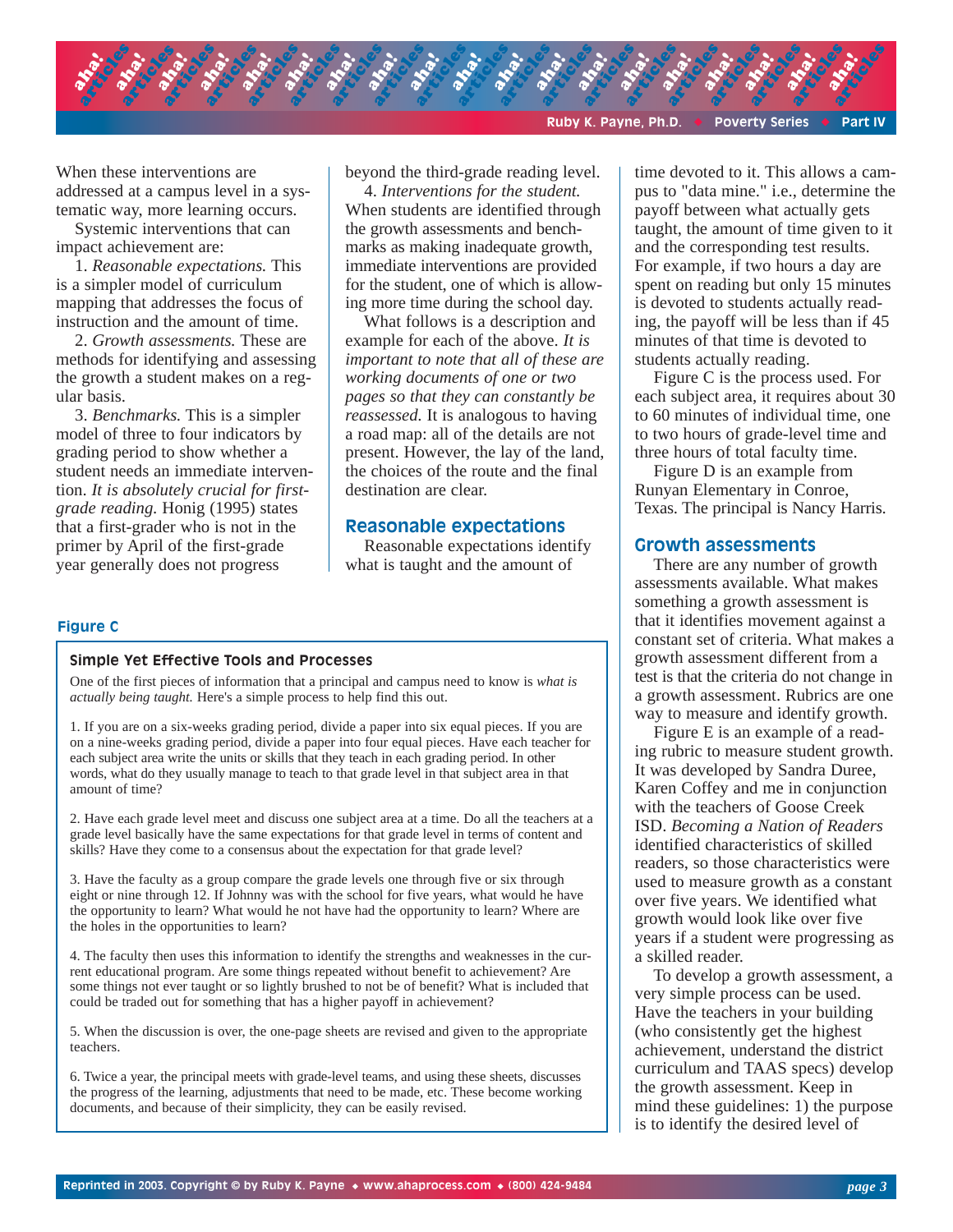When these interventions are addressed at a campus level in a systematic way, more learning occurs.

Systemic interventions that can impact achievement are:

1. *Reasonable expectations.* This is a simpler model of curriculum mapping that addresses the focus of instruction and the amount of time.

2. *Growth assessments.* These are methods for identifying and assessing the growth a student makes on a regular basis.

3. *Benchmarks.* This is a simpler model of three to four indicators by grading period to show whether a student needs an immediate intervention. *It is absolutely crucial for first-grade reading.* Honig (1995) states that a first-grader who is not in the primer by April of the first-grade year generally does not progress beyond the third-grade reading level.

4. *Interventions for the student.* When students are identified through the growth assessments and benchmarks as making inadequate growth, immediate interventions are provided for the student, one of which is allowing more time during the school day.

What follows is a description and example for each of the above. *It is important to note that all of these are working documents of one or two pages so that they can constantly be reassessed.* It is analogous to having a road map: all of the details are not present. However, the lay of the land, the choices of the route and the final destination are clear.

## Reasonable expectations

Reasonable expectations identify what is taught and the amount of time devoted to it. This allows a campus to "data mine." i.e., determine the payoff between what actually gets taught, the amount of time given to it and the corresponding test results. For example, if two hours a day are spent on reading but only 15 minutes is devoted to students actually reading, the payoff will be less than if 45 minutes of that time is devoted to students actually reading.

Figure C is the process used. For each subject area, it requires about 30 to 60 minutes of individual time, one to two hours of grade-level time and three hours of total faculty time.

Figure D is an example from Runyan Elementary in Conroe, Texas. The principal is Nancy Harris.

**Figure C**

### Simple Yet Effective Tools and Processes

One of the first pieces of information that a principal and campus need to know is *what is actually being taught.* Here's a simple process to help find this out.

1. If you are on a six-weeks grading period, divide a paper into six equal pieces. If you are on a nine-weeks grading period, divide a paper into four equal pieces. Have each teacher for each subject area write the units or skills that they teach in each grading period. In other words, what do they usually manage to teach to that grade level in that subject area in that amount of time?

2. Have each grade level meet and discuss one subject area at a time. Do all the teachers at a grade level basically have the same expectations for that grade level in terms of content and skills? Have they come to a consensus about the expectation for that grade level?

3. Have the faculty as a group compare the grade levels one through five or six through eight or nine through 12. If Johnny was with the school for five years, what would he have the opportunity to learn? What would he not have had the opportunity to learn? Where are the holes in the opportunities to learn?

4. The faculty then uses this information to identify the strengths and weaknesses in the current educational program. Are some things repeated without benefit to achievement? Are some things not ever taught or so lightly brushed to not be of benefit? What is included that could be traded out for something that has a higher payoff in achievement?

5. When the discussion is over, the one-page sheets are revised and given to the appropriate teachers.

6. Twice a year, the principal meets with grade-level teams, and using these sheets, discusses the progress of the learning, adjustments that need to be made, etc. These become working documents, and because of their simplicity, they can be easily revised.

## Growth assessments

There are any number of growth assessments available. What makes something a growth assessment is that it identifies movement against a constant set of criteria. What makes a growth assessment different from a test is that the criteria do not change in a growth assessment. Rubrics are one way to measure and identify growth.

Figure E is an example of a reading rubric to measure student growth. It was developed by Sandra Duree, Karen Coffey and me in conjunction with the teachers of Goose Creek ISD. *Becoming a Nation of Readers* identified characteristics of skilled readers, so those characteristics were used to measure growth as a constant over five years. We identified what growth would look like over five years if a student were progressing as a skilled reader.

To develop a growth assessment, a very simple process can be used. Have the teachers in your building (who consistently get the highest achievement, understand the district curriculum and TAAS specs) develop the growth assessment. Keep in mind these guidelines: 1) the purpose is to identify the desired level of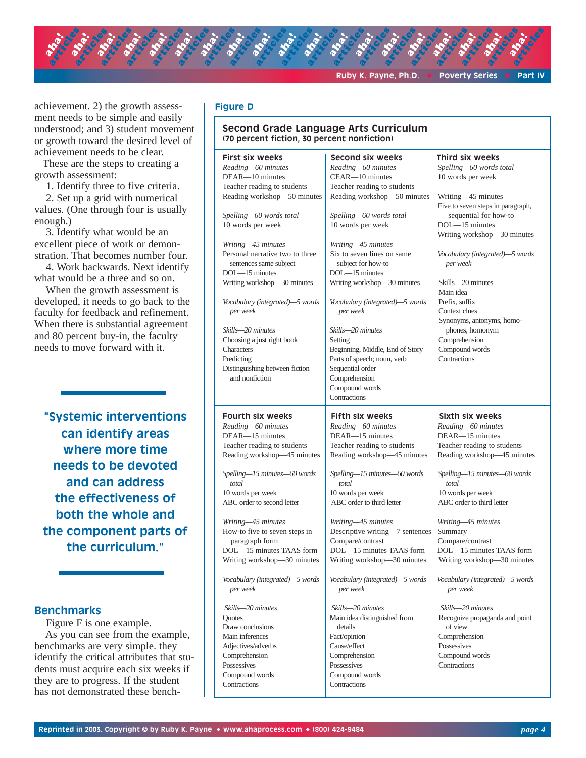achievement. 2) the growth assessment needs to be simple and easily understood; and 3) student movement or growth toward the desired level of achievement needs to be clear.

These are the steps to creating a growth assessment:

1. Identify three to five criteria.
2. Set up a grid with numerical values. (One through four is usually enough.)
3. Identify what would be an excellent piece of work or demonstration. That becomes number four.
4. Work backwards. Next identify what would be a three and so on.

When the growth assessment is developed, it needs to go back to the faculty for feedback and refinement. When there is substantial agreement and 80 percent buy-in, the faculty needs to move forward with it.

**"Systemic interventions can identify areas where more time needs to be devoted and can address the effectiveness of both the whole and the component parts of the curriculum."**

## Benchmarks

Figure F is one example.

As you can see from the example, benchmarks are very simple. they identify the critical attributes that students must acquire each six weeks if they are to progress. If the student has not demonstrated these bench-

**Figure D**

**Second Grade Language Arts Curriculum**
**(70 percent fiction, 30 percent nonfiction)**

| First six weeks | Second six weeks | Third six weeks |
|---|---|---|
| *Reading—60 minutes*<br>DEAR—10 minutes<br>Teacher reading to students<br>Reading workshop—50 minutes<br><br>*Spelling—60 words total*<br>10 words per week<br><br>*Writing—45 minutes*<br>Personal narrative two to three sentences same subject<br>DOL—15 minutes<br>Writing workshop—30 minutes<br><br>*Vocabulary (integrated)—5 words per week*<br><br>*Skills—20 minutes*<br>Choosing a just right book<br>Characters<br>Predicting<br>Distinguishing between fiction and nonfiction | *Reading—60 minutes*<br>CEAR—10 minutes<br>Teacher reading to students<br>Reading workshop—50 minutes<br><br>*Spelling—60 words total*<br>10 words per week<br><br>*Writing—45 minutes*<br>Six to seven lines on same subject for how-to<br>DOL—15 minutes<br>Writing workshop—30 minutes<br><br>*Vocabulary (integrated)—5 words per week*<br><br>*Skills—20 minutes*<br>Setting<br>Beginning, Middle, End of Story<br>Parts of speech; noun, verb<br>Sequential order<br>Comprehension<br>Compound words<br>Contractions | *Spelling—60 words total*<br>10 words per week<br><br>Writing—45 minutes<br>Five to seven steps in paragraph, sequential for how-to<br>DOL—15 minutes<br>Writing workshop—30 minutes<br><br>*Vocabulary (integrated)—5 words per week*<br><br>Skills—20 minutes<br>Main idea<br>Prefix, suffix<br>Context clues<br>Synonyms, antonyms, homophones, homonym<br>Comprehension<br>Compound words<br>Contractions |
| **Fourth six weeks** | **Fifth six weeks** | **Sixth six weeks** |
| *Reading—60 minutes*<br>DEAR—15 minutes<br>Teacher reading to students<br>Reading workshop—45 minutes<br><br>*Spelling—15 minutes—60 words total*<br>10 words per week<br>ABC order to second letter<br><br>*Writing—45 minutes*<br>How-to five to seven steps in paragraph form<br>DOL—15 minutes TAAS form<br>Writing workshop—30 minutes<br><br>*Vocabulary (integrated)—5 words per week*<br><br>*Skills—20 minutes*<br>Quotes<br>Draw conclusions<br>Main inferences<br>Adjectives/adverbs<br>Comprehension<br>Possessives<br>Compound words<br>Contractions | *Reading—60 minutes*<br>DEAR—15 minutes<br>Teacher reading to students<br>Reading workshop—45 minutes<br><br>*Spelling—15 minutes—60 words total*<br>10 words per week<br>ABC order to third letter<br><br>*Writing—45 minutes*<br>Descriptive writing—7 sentences<br>Compare/contrast<br>DOL—15 minutes TAAS form<br>Writing workshop—30 minutes<br><br>*Vocabulary (integrated)—5 words per week*<br><br>*Skills—20 minutes*<br>Main idea distinguished from details<br>Fact/opinion<br>Cause/effect<br>Comprehension<br>Possessives<br>Compound words<br>Contractions | *Reading—60 minutes*<br>DEAR—15 minutes<br>Teacher reading to students<br>Reading workshop—45 minutes<br><br>*Spelling—15 minutes—60 words total*<br>10 words per week<br>ABC order to third letter<br><br>*Writing—45 minutes*<br>Summary<br>Compare/contrast<br>DOL—15 minutes TAAS form<br>Writing workshop—30 minutes<br><br>*Vocabulary (integrated)—5 words per week*<br><br>*Skills—20 minutes*<br>Recognize propaganda and point of view<br>Comprehension<br>Possessives<br>Compound words<br>Contractions |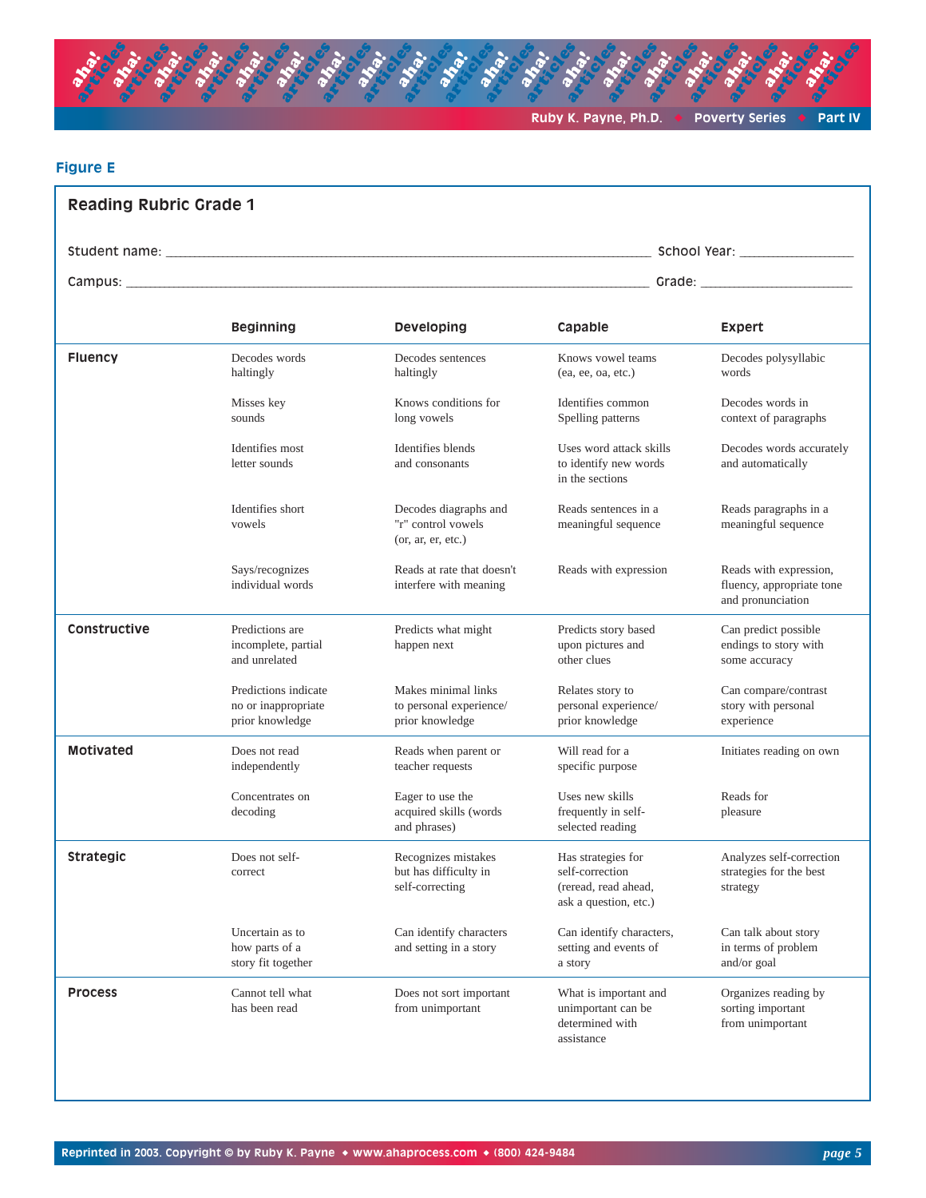**Figure E**

## Reading Rubric Grade 1

Student name: ______________________________ School Year: __________

Campus: ______________________________ Grade: __________

| | Beginning | Developing | Capable | Expert |
|---|---|---|---|---|
| **Fluency** | Decodes words haltingly | Decodes sentences haltingly | Knows vowel teams (ea, ee, oa, etc.) | Decodes polysyllabic words |
| | Misses key sounds | Knows conditions for long vowels | Identifies common Spelling patterns | Decodes words in context of paragraphs |
| | Identifies most letter sounds | Identifies blends and consonants | Uses word attack skills to identify new words in the sections | Decodes words accurately and automatically |
| | Identifies short vowels | Decodes diagraphs and "r" control vowels (or, ar, er, etc.) | Reads sentences in a meaningful sequence | Reads paragraphs in a meaningful sequence |
| | Says/recognizes individual words | Reads at rate that doesn't interfere with meaning | Reads with expression | Reads with expression, fluency, appropriate tone and pronunciation |
| **Constructive** | Predictions are incomplete, partial and unrelated | Predicts what might happen next | Predicts story based upon pictures and other clues | Can predict possible endings to story with some accuracy |
| | Predictions indicate no or inappropriate prior knowledge | Makes minimal links to personal experience/ prior knowledge | Relates story to personal experience/ prior knowledge | Can compare/contrast story with personal experience |
| **Motivated** | Does not read independently | Reads when parent or teacher requests | Will read for a specific purpose | Initiates reading on own |
| | Concentrates on decoding | Eager to use the acquired skills (words and phrases) | Uses new skills frequently in self-selected reading | Reads for pleasure |
| **Strategic** | Does not self-correct | Recognizes mistakes but has difficulty in self-correcting | Has strategies for self-correction (reread, read ahead, ask a question, etc.) | Analyzes self-correction strategies for the best strategy |
| | Uncertain as to how parts of a story fit together | Can identify characters and setting in a story | Can identify characters, setting and events of a story | Can talk about story in terms of problem and/or goal |
| **Process** | Cannot tell what has been read | Does not sort important from unimportant | What is important and unimportant can be determined with assistance | Organizes reading by sorting important from unimportant |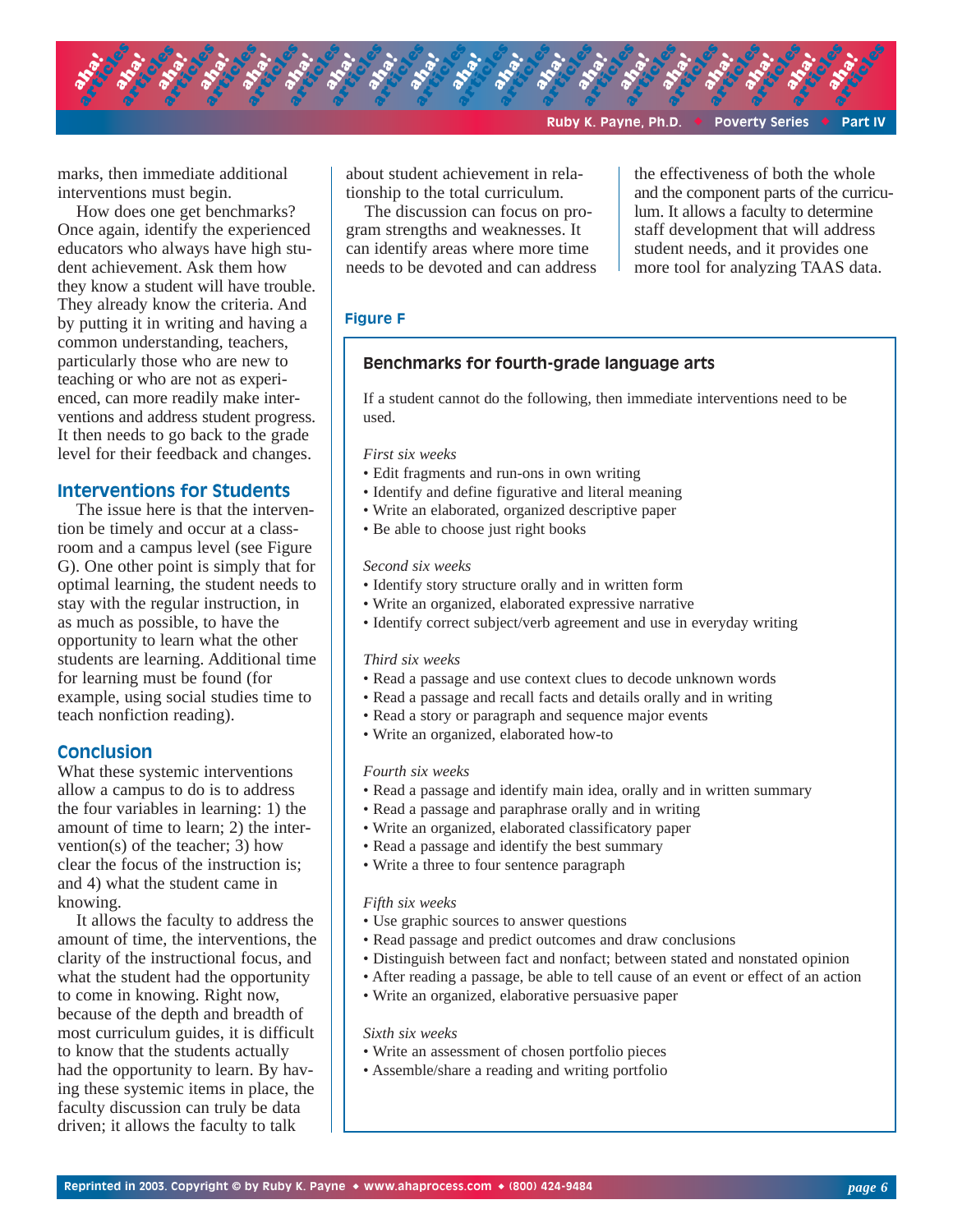marks, then immediate additional interventions must begin.

How does one get benchmarks? Once again, identify the experienced educators who always have high student achievement. Ask them how they know a student will have trouble. They already know the criteria. And by putting it in writing and having a common understanding, teachers, particularly those who are new to teaching or who are not as experienced, can more readily make interventions and address student progress. It then needs to go back to the grade level for their feedback and changes.

## Interventions for Students

The issue here is that the intervention be timely and occur at a classroom and a campus level (see Figure G). One other point is simply that for optimal learning, the student needs to stay with the regular instruction, in as much as possible, to have the opportunity to learn what the other students are learning. Additional time for learning must be found (for example, using social studies time to teach nonfiction reading).

## Conclusion

What these systemic interventions allow a campus to do is to address the four variables in learning: 1) the amount of time to learn; 2) the intervention(s) of the teacher; 3) how clear the focus of the instruction is; and 4) what the student came in knowing.

It allows the faculty to address the amount of time, the interventions, the clarity of the instructional focus, and what the student had the opportunity to come in knowing. Right now, because of the depth and breadth of most curriculum guides, it is difficult to know that the students actually had the opportunity to learn. By having these systemic items in place, the faculty discussion can truly be data driven; it allows the faculty to talk about student achievement in relationship to the total curriculum.

The discussion can focus on program strengths and weaknesses. It can identify areas where more time needs to be devoted and can address the effectiveness of both the whole and the component parts of the curriculum. It allows a faculty to determine staff development that will address student needs, and it provides one more tool for analyzing TAAS data.

**Figure F**

### Benchmarks for fourth-grade language arts

If a student cannot do the following, then immediate interventions need to be used.

*First six weeks*

- Edit fragments and run-ons in own writing
- Identify and define figurative and literal meaning
- Write an elaborated, organized descriptive paper
- Be able to choose just right books

*Second six weeks*

- Identify story structure orally and in written form
- Write an organized, elaborated expressive narrative
- Identify correct subject/verb agreement and use in everyday writing

*Third six weeks*

- Read a passage and use context clues to decode unknown words
- Read a passage and recall facts and details orally and in writing
- Read a story or paragraph and sequence major events
- Write an organized, elaborated how-to

*Fourth six weeks*

- Read a passage and identify main idea, orally and in written summary
- Read a passage and paraphrase orally and in writing
- Write an organized, elaborated classificatory paper
- Read a passage and identify the best summary
- Write a three to four sentence paragraph

*Fifth six weeks*

- Use graphic sources to answer questions
- Read passage and predict outcomes and draw conclusions
- Distinguish between fact and nonfact; between stated and nonstated opinion
- After reading a passage, be able to tell cause of an event or effect of an action
- Write an organized, elaborative persuasive paper

*Sixth six weeks*

- Write an assessment of chosen portfolio pieces
- Assemble/share a reading and writing portfolio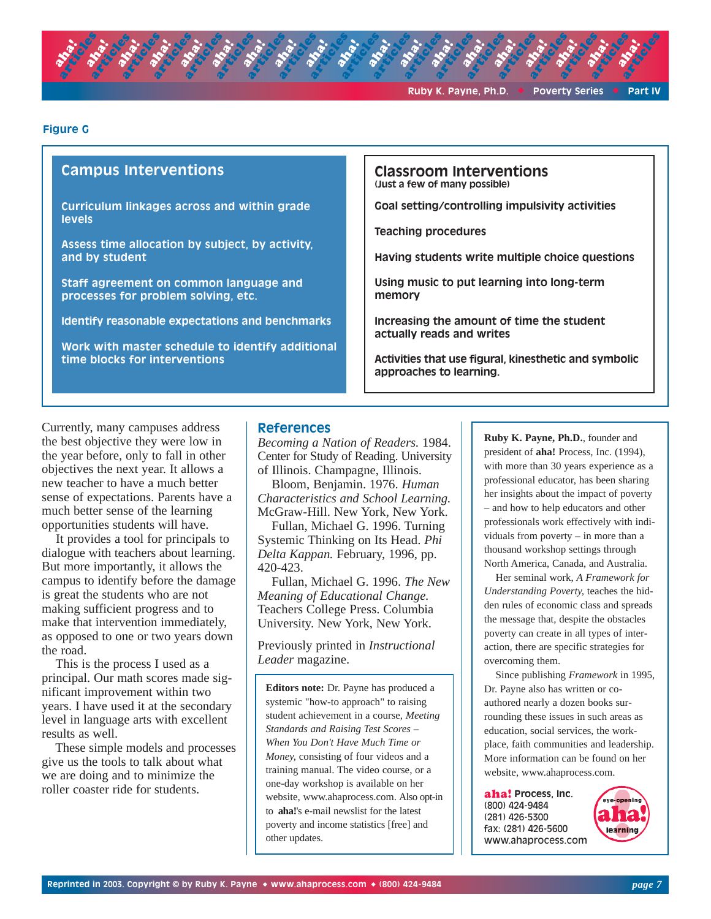**Figure G**

## Campus Interventions

Curriculum linkages across and within grade levels

Assess time allocation by subject, by activity, and by student

Staff agreement on common language and processes for problem solving, etc.

Identify reasonable expectations and benchmarks

Work with master schedule to identify additional time blocks for interventions

## Classroom Interventions

(Just a few of many possible)

Goal setting/controlling impulsivity activities

Teaching procedures

Having students write multiple choice questions

Using music to put learning into long-term memory

Increasing the amount of time the student actually reads and writes

Activities that use figural, kinesthetic and symbolic approaches to learning.

Currently, many campuses address the best objective they were low in the year before, only to fall in other objectives the next year. It allows a new teacher to have a much better sense of expectations. Parents have a much better sense of the learning opportunities students will have.

It provides a tool for principals to dialogue with teachers about learning. But more importantly, it allows the campus to identify before the damage is great the students who are not making sufficient progress and to make that intervention immediately, as opposed to one or two years down the road.

This is the process I used as a principal. Our math scores made significant improvement within two years. I have used it at the secondary level in language arts with excellent results as well.

These simple models and processes give us the tools to talk about what we are doing and to minimize the roller coaster ride for students.

## References

*Becoming a Nation of Readers.* 1984. Center for Study of Reading. University of Illinois. Champagne, Illinois.

Bloom, Benjamin. 1976. *Human Characteristics and School Learning.* McGraw-Hill. New York, New York.

Fullan, Michael G. 1996. Turning Systemic Thinking on Its Head. *Phi Delta Kappan.* February, 1996, pp. 420-423.

Fullan, Michael G. 1996. *The New Meaning of Educational Change.* Teachers College Press. Columbia University. New York, New York.

Previously printed in *Instructional Leader* magazine.

**Editors note:** Dr. Payne has produced a systemic "how-to approach" to raising student achievement in a course, *Meeting Standards and Raising Test Scores – When You Don't Have Much Time or Money,* consisting of four videos and a training manual. The video course, or a one-day workshop is available on her website, www.ahaprocess.com. Also opt-in to **aha!**'s e-mail newslist for the latest poverty and income statistics [free] and other updates.

**Ruby K. Payne, Ph.D.**, founder and president of **aha!** Process, Inc. (1994), with more than 30 years experience as a professional educator, has been sharing her insights about the impact of poverty – and how to help educators and other professionals work effectively with individuals from poverty – in more than a thousand workshop settings through North America, Canada, and Australia.

Her seminal work, *A Framework for Understanding Poverty,* teaches the hidden rules of economic class and spreads the message that, despite the obstacles poverty can create in all types of interaction, there are specific strategies for overcoming them.

Since publishing *Framework* in 1995, Dr. Payne also has written or co-authored nearly a dozen books surrounding these issues in such areas as education, social services, the workplace, faith communities and leadership. More information can be found on her website, www.ahaprocess.com.

**aha! Process, Inc.**
(800) 424-9484
(281) 426-5300
fax: (281) 426-5600
www.ahaprocess.com

Reprinted in 2003. Copyright © by Ruby K. Payne ◆ www.ahaprocess.com ◆ (800) 424-9484